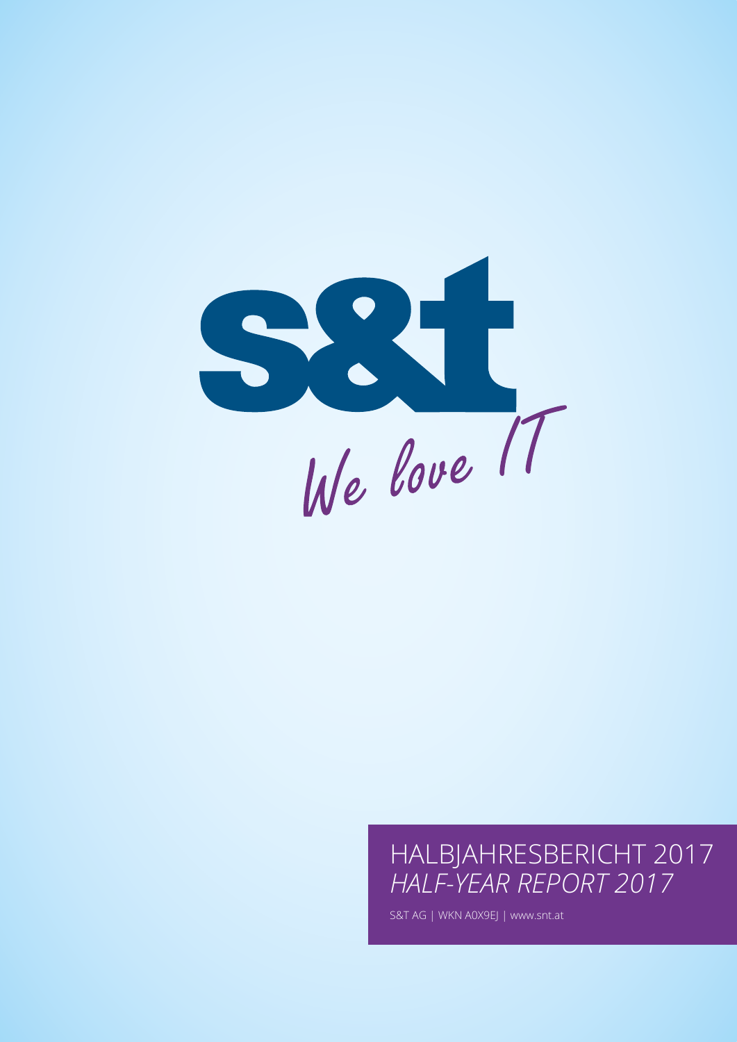s&t

We love IT

# HALBJAHRESBERICHT 2017
# *HALF-YEAR REPORT 2017*

S&T AG | WKN A0X9EJ | www.snt.at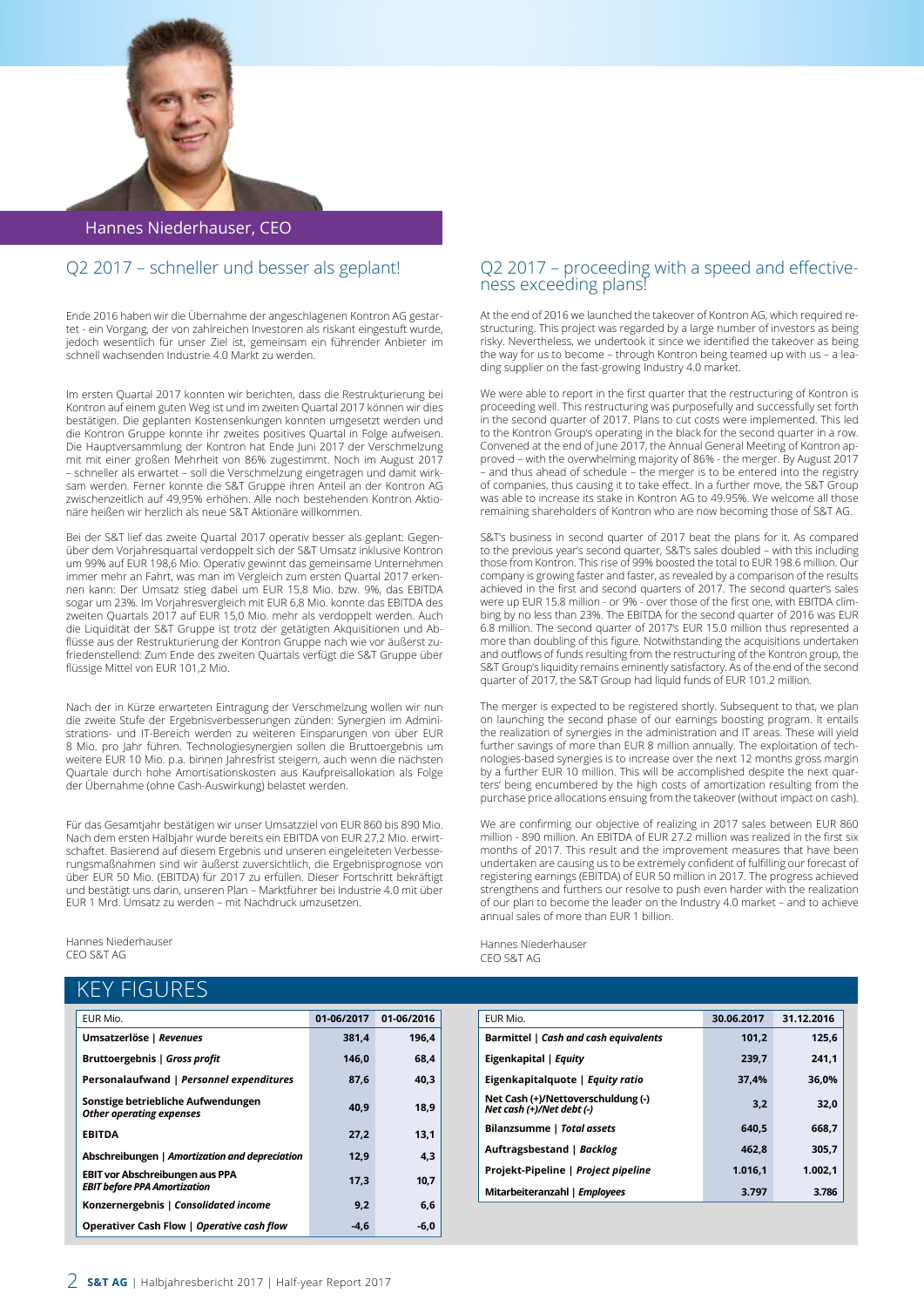Hannes Niederhauser, CEO

## Q2 2017 – schneller und besser als geplant!

Ende 2016 haben wir die Übernahme der angeschlagenen Kontron AG gestartet - ein Vorgang, der von zahlreichen Investoren als riskant eingestuft wurde, jedoch wesentlich für unser Ziel ist, gemeinsam ein führender Anbieter im schnell wachsenden Industrie 4.0 Markt zu werden.

Im ersten Quartal 2017 konnten wir berichten, dass die Restrukturierung bei Kontron auf einem guten Weg ist und im zweiten Quartal 2017 können wir dies bestätigen. Die geplanten Kostensenkungen konnten umgesetzt werden und die Kontron Gruppe konnte ihr zweites positives Quartal in Folge aufweisen. Die Hauptversammlung der Kontron hat Ende Juni 2017 der Verschmelzung mit mit einer großen Mehrheit von 86% zugestimmt. Noch im August 2017 – schneller als erwartet – soll die Verschmelzung eingetragen und damit wirksam werden. Ferner konnte die S&T Gruppe ihren Anteil an der Kontron AG zwischenzeitlich auf 49,95% erhöhen. Alle noch bestehenden Kontron Aktionäre heißen wir herzlich als neue S&T Aktionäre willkommen.

Bei der S&T lief das zweite Quartal 2017 operativ besser als geplant: Gegenüber dem Vorjahresquartal verdoppelt sich der S&T Umsatz inklusive Kontron um 99% auf EUR 198,6 Mio. Operativ gewinnt das gemeinsame Unternehmen immer mehr an Fahrt, was man im Vergleich zum ersten Quartal 2017 erkennen kann: Der Umsatz stieg dabei um EUR 15,8 Mio. bzw. 9%, das EBITDA sogar um 23%. Im Vorjahresvergleich mit EUR 6,8 Mio. konnte das EBITDA des zweiten Quartals 2017 auf EUR 15,0 Mio. mehr als verdoppelt werden. Auch die Liquidität der S&T Gruppe ist trotz der getätigten Akquisitionen und Abflüsse aus der Restrukturierung der Kontron Gruppe nach wie vor äußerst zufriedenstellend: Zum Ende des zweiten Quartals verfügt die S&T Gruppe über flüssige Mittel von EUR 101,2 Mio.

Nach der in Kürze erwarteten Eintragung der Verschmelzung wollen wir nun die zweite Stufe der Ergebnisverbesserungen zünden: Synergien im Administrations- und IT-Bereich werden zu weiteren Einsparungen von über EUR 8 Mio. pro Jahr führen. Technologiesynergien sollen die Bruttoergebnis um weitere EUR 10 Mio. p.a. binnen Jahresfrist steigern, auch wenn die nächsten Quartale durch hohe Amortisationskosten aus Kaufpreisallokation als Folge der Übernahme (ohne Cash-Auswirkung) belastet werden.

Für das Gesamtjahr bestätigen wir unser Umsatzziel von EUR 860 bis 890 Mio. Nach dem ersten Halbjahr wurde bereits ein EBITDA von EUR 27,2 Mio. erwirtschaftet. Basierend auf diesem Ergebnis und unseren eingeleiteten Verbesserungsmaßnahmen sind wir äußerst zuversichtlich, die Ergebnisprognose von über EUR 50 Mio. (EBITDA) für 2017 zu erfüllen. Dieser Fortschritt bekräftigt und bestätigt uns darin, unseren Plan – Marktführer bei Industrie 4.0 mit über EUR 1 Mrd. Umsatz zu werden – mit Nachdruck umzusetzen.

Hannes Niederhauser
CEO S&T AG

## Q2 2017 – proceeding with a speed and effectiveness exceeding plans!

At the end of 2016 we launched the takeover of Kontron AG, which required restructuring. This project was regarded by a large number of investors as being risky. Nevertheless, we undertook it since we identified the takeover as being the way for us to become – through Kontron being teamed up with us – a leading supplier on the fast-growing Industry 4.0 market.

We were able to report in the first quarter that the restructuring of Kontron is proceeding well. This restructuring was purposefully and successfully set forth in the second quarter of 2017. Plans to cut costs were implemented. This led to the Kontron Group's operating in the black for the second quarter in a row. Convened at the end of June 2017, the Annual General Meeting of Kontron approved – with the overwhelming majority of 86% - the merger. By August 2017 – and thus ahead of schedule – the merger is to be entered into the registry of companies, thus causing it to take effect. In a further move, the S&T Group was able to increase its stake in Kontron AG to 49.95%. We welcome all those remaining shareholders of Kontron who are now becoming those of S&T AG.

S&T's business in second quarter of 2017 beat the plans for it. As compared to the previous year's second quarter, S&T's sales doubled – with this including those from Kontron. This rise of 99% boosted the total to EUR 198.6 million. Our company is growing faster and faster, as revealed by a comparison of the results achieved in the first and second quarters of 2017. The second quarter's sales were up EUR 15.8 million - or 9% - over those of the first one, with EBITDA climbing by no less than 23%. The EBITDA for the second quarter of 2016 was EUR 6.8 million. The second quarter of 2017's EUR 15.0 million thus represented a more than doubling of this figure. Notwithstanding the acquisitions undertaken and outflows of funds resulting from the restructuring of the Kontron group, the S&T Group's liquidity remains eminently satisfactory. As of the end of the second quarter of 2017, the S&T Group had liquid funds of EUR 101.2 million.

The merger is expected to be registered shortly. Subsequent to that, we plan on launching the second phase of our earnings boosting program. It entails the realization of synergies in the administration and IT areas. These will yield further savings of more than EUR 8 million annually. The exploitation of technologies-based synergies is to increase over the next 12 months gross margin by a further EUR 10 million. This will be accomplished despite the next quarters' being encumbered by the high costs of amortization resulting from the purchase price allocations ensuing from the takeover (without impact on cash).

We are confirming our objective of realizing in 2017 sales between EUR 860 million - 890 million. An EBITDA of EUR 27.2 million was realized in the first six months of 2017. This result and the improvement measures that have been undertaken are causing us to be extremely confident of fulfilling our forecast of registering earnings (EBITDA) of EUR 50 million in 2017. The progress achieved strengthens and furthers our resolve to push even harder with the realization of our plan to become the leader on the Industry 4.0 market – and to achieve annual sales of more than EUR 1 billion.

Hannes Niederhauser
CEO S&T AG

# KEY FIGURES

| EUR Mio. | 01-06/2017 | 01-06/2016 |
|---|---|---|
| **Umsatzerlöse \| *Revenues*** | 381,4 | 196,4 |
| **Bruttoergebnis \| *Gross profit*** | 146,0 | 68,4 |
| **Personalaufwand \| *Personnel expenditures*** | 87,6 | 40,3 |
| **Sonstige betriebliche Aufwendungen *Other operating expenses*** | 40,9 | 18,9 |
| **EBITDA** | 27,2 | 13,1 |
| **Abschreibungen \| *Amortization and depreciation*** | 12,9 | 4,3 |
| **EBIT vor Abschreibungen aus PPA *EBIT before PPA Amortization*** | 17,3 | 10,7 |
| **Konzernergebnis \| *Consolidated income*** | 9,2 | 6,6 |
| **Operativer Cash Flow \| *Operative cash flow*** | -4,6 | -6,0 |

| EUR Mio. | 30.06.2017 | 31.12.2016 |
|---|---|---|
| **Barmittel \| *Cash and cash equivalents*** | 101,2 | 125,6 |
| **Eigenkapital \| *Equity*** | 239,7 | 241,1 |
| **Eigenkapitalquote \| *Equity ratio*** | 37,4% | 36,0% |
| **Net Cash (+)/Nettoverschuldung (-) *Net cash (+)/Net debt (-)*** | 3,2 | 32,0 |
| **Bilanzsumme \| *Total assets*** | 640,5 | 668,7 |
| **Auftragsbestand \| *Backlog*** | 462,8 | 305,7 |
| **Projekt-Pipeline \| *Project pipeline*** | 1.016,1 | 1.002,1 |
| **Mitarbeiteranzahl \| *Employees*** | 3.797 | 3.786 |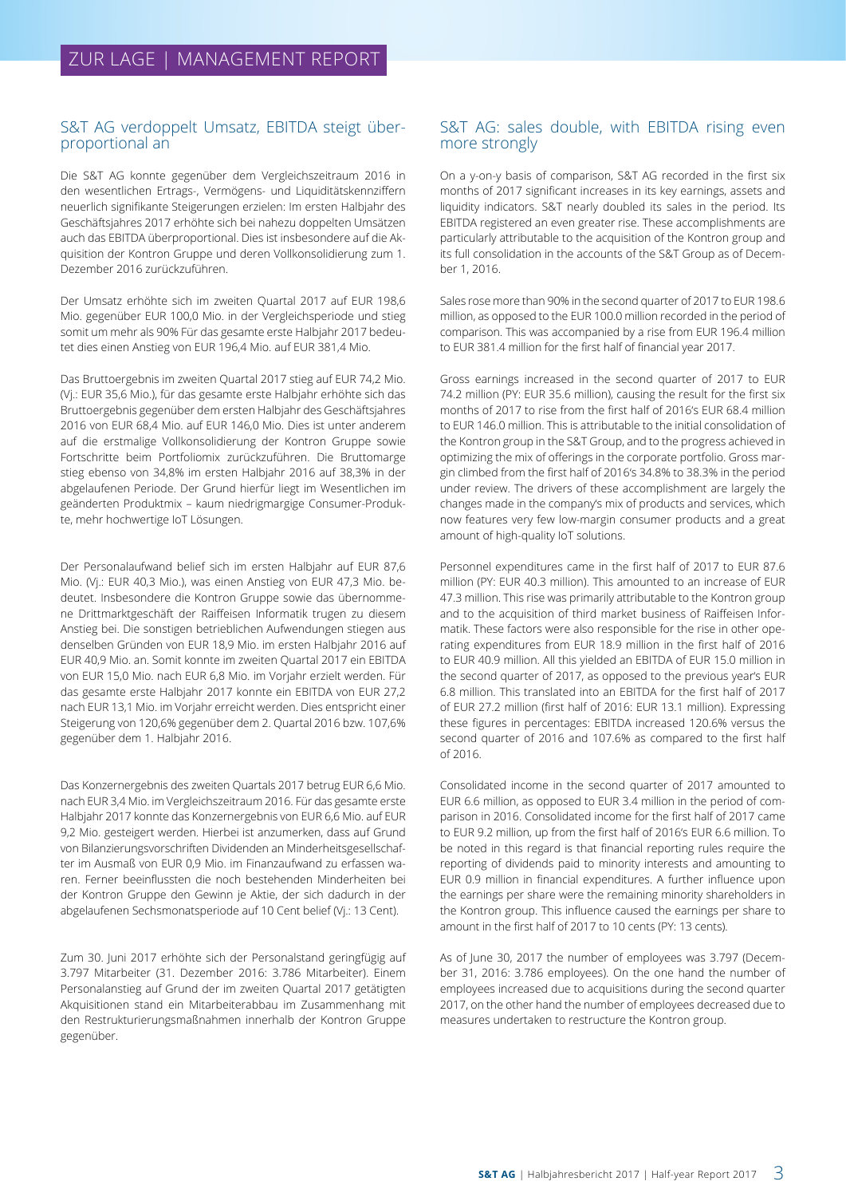# ZUR LAGE | MANAGEMENT REPORT

## S&T AG verdoppelt Umsatz, EBITDA steigt überproportional an

Die S&T AG konnte gegenüber dem Vergleichszeitraum 2016 in den wesentlichen Ertrags-, Vermögens- und Liquiditätskennziffern neuerlich signifikante Steigerungen erzielen: Im ersten Halbjahr des Geschäftsjahres 2017 erhöhte sich bei nahezu doppelten Umsätzen auch das EBITDA überproportional. Dies ist insbesondere auf die Akquisition der Kontron Gruppe und deren Vollkonsolidierung zum 1. Dezember 2016 zurückzuführen.

Der Umsatz erhöhte sich im zweiten Quartal 2017 auf EUR 198,6 Mio. gegenüber EUR 100,0 Mio. in der Vergleichsperiode und stieg somit um mehr als 90% Für das gesamte erste Halbjahr 2017 bedeutet dies einen Anstieg von EUR 196,4 Mio. auf EUR 381,4 Mio.

Das Bruttoergebnis im zweiten Quartal 2017 stieg auf EUR 74,2 Mio. (Vj.: EUR 35,6 Mio.), für das gesamte erste Halbjahr erhöhte sich das Bruttoergebnis gegenüber dem ersten Halbjahr des Geschäftsjahres 2016 von EUR 68,4 Mio. auf EUR 146,0 Mio. Dies ist unter anderem auf die erstmalige Vollkonsolidierung der Kontron Gruppe sowie Fortschritte beim Portfoliomix zurückzuführen. Die Bruttomarge stieg ebenso von 34,8% im ersten Halbjahr 2016 auf 38,3% in der abgelaufenen Periode. Der Grund hierfür liegt im Wesentlichen im geänderten Produktmix – kaum niedrigmargige Consumer-Produkte, mehr hochwertige IoT Lösungen.

Der Personalaufwand belief sich im ersten Halbjahr auf EUR 87,6 Mio. (Vj.: EUR 40,3 Mio.), was einen Anstieg von EUR 47,3 Mio. bedeutet. Insbesondere die Kontron Gruppe sowie das übernommene Drittmarktgeschäft der Raiffeisen Informatik trugen zu diesem Anstieg bei. Die sonstigen betrieblichen Aufwendungen stiegen aus denselben Gründen von EUR 18,9 Mio. im ersten Halbjahr 2016 auf EUR 40,9 Mio. an. Somit konnte im zweiten Quartal 2017 ein EBITDA von EUR 15,0 Mio. nach EUR 6,8 Mio. im Vorjahr erzielt werden. Für das gesamte erste Halbjahr 2017 konnte ein EBITDA von EUR 27,2 nach EUR 13,1 Mio. im Vorjahr erreicht werden. Dies entspricht einer Steigerung von 120,6% gegenüber dem 2. Quartal 2016 bzw. 107,6% gegenüber dem 1. Halbjahr 2016.

Das Konzernergebnis des zweiten Quartals 2017 betrug EUR 6,6 Mio. nach EUR 3,4 Mio. im Vergleichszeitraum 2016. Für das gesamte erste Halbjahr 2017 konnte das Konzernergebnis von EUR 6,6 Mio. auf EUR 9,2 Mio. gesteigert werden. Hierbei ist anzumerken, dass auf Grund von Bilanzierungsvorschriften Dividenden an Minderheitsgesellschafter im Ausmaß von EUR 0,9 Mio. im Finanzaufwand zu erfassen waren. Ferner beeinflussten die noch bestehenden Minderheiten bei der Kontron Gruppe den Gewinn je Aktie, der sich dadurch in der abgelaufenen Sechsmonatsperiode auf 10 Cent belief (Vj.: 13 Cent).

Zum 30. Juni 2017 erhöhte sich der Personalstand geringfügig auf 3.797 Mitarbeiter (31. Dezember 2016: 3.786 Mitarbeiter). Einem Personalanstieg auf Grund der im zweiten Quartal 2017 getätigten Akquisitionen stand ein Mitarbeiterabbau im Zusammenhang mit den Restrukturierungsmaßnahmen innerhalb der Kontron Gruppe gegenüber.

## S&T AG: sales double, with EBITDA rising even more strongly

On a y-on-y basis of comparison, S&T AG recorded in the first six months of 2017 significant increases in its key earnings, assets and liquidity indicators. S&T nearly doubled its sales in the period. Its EBITDA registered an even greater rise. These accomplishments are particularly attributable to the acquisition of the Kontron group and its full consolidation in the accounts of the S&T Group as of December 1, 2016.

Sales rose more than 90% in the second quarter of 2017 to EUR 198.6 million, as opposed to the EUR 100.0 million recorded in the period of comparison. This was accompanied by a rise from EUR 196.4 million to EUR 381.4 million for the first half of financial year 2017.

Gross earnings increased in the second quarter of 2017 to EUR 74.2 million (PY: EUR 35.6 million), causing the result for the first six months of 2017 to rise from the first half of 2016's EUR 68.4 million to EUR 146.0 million. This is attributable to the initial consolidation of the Kontron group in the S&T Group, and to the progress achieved in optimizing the mix of offerings in the corporate portfolio. Gross margin climbed from the first half of 2016's 34.8% to 38.3% in the period under review. The drivers of these accomplishment are largely the changes made in the company's mix of products and services, which now features very few low-margin consumer products and a great amount of high-quality IoT solutions.

Personnel expenditures came in the first half of 2017 to EUR 87.6 million (PY: EUR 40.3 million). This amounted to an increase of EUR 47.3 million. This rise was primarily attributable to the Kontron group and to the acquisition of third market business of Raiffeisen Informatik. These factors were also responsible for the rise in other operating expenditures from EUR 18.9 million in the first half of 2016 to EUR 40.9 million. All this yielded an EBITDA of EUR 15.0 million in the second quarter of 2017, as opposed to the previous year's EUR 6.8 million. This translated into an EBITDA for the first half of 2017 of EUR 27.2 million (first half of 2016: EUR 13.1 million). Expressing these figures in percentages: EBITDA increased 120.6% versus the second quarter of 2016 and 107.6% as compared to the first half of 2016.

Consolidated income in the second quarter of 2017 amounted to EUR 6.6 million, as opposed to EUR 3.4 million in the period of comparison in 2016. Consolidated income for the first half of 2017 came to EUR 9.2 million, up from the first half of 2016's EUR 6.6 million. To be noted in this regard is that financial reporting rules require the reporting of dividends paid to minority interests and amounting to EUR 0.9 million in financial expenditures. A further influence upon the earnings per share were the remaining minority shareholders in the Kontron group. This influence caused the earnings per share to amount in the first half of 2017 to 10 cents (PY: 13 cents).

As of June 30, 2017 the number of employees was 3.797 (December 31, 2016: 3.786 employees). On the one hand the number of employees increased due to acquisitions during the second quarter 2017, on the other hand the number of employees decreased due to measures undertaken to restructure the Kontron group.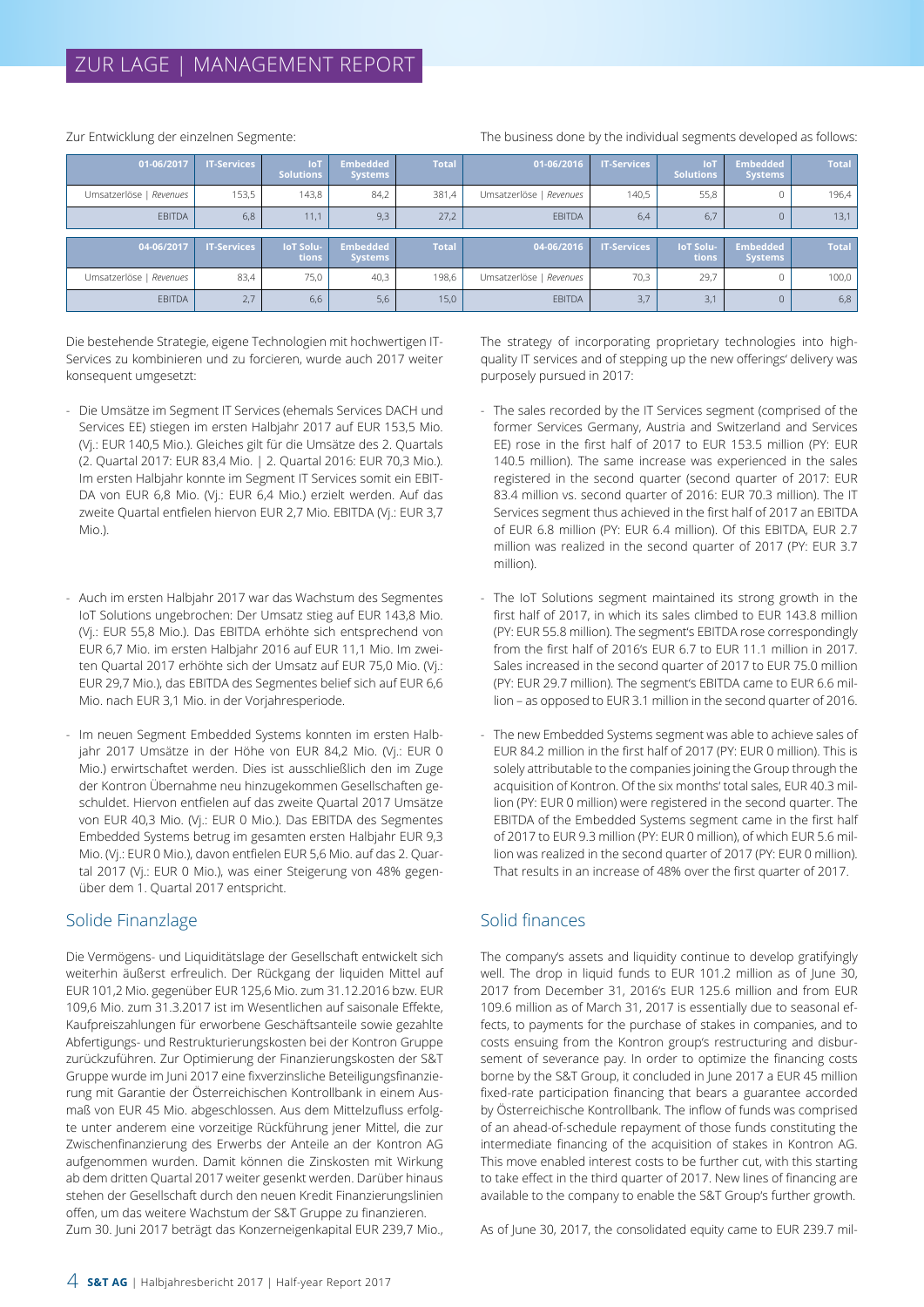Zur Entwicklung der einzelnen Segmente:

The business done by the individual segments developed as follows:

| 01-06/2017 | IT-Services | IoT Solutions | Embedded Systems | Total |
|---|---|---|---|---|
| Umsatzerlöse \| *Revenues* | 153,5 | 143,8 | 84,2 | 381,4 |
| EBITDA | 6,8 | 11,1 | 9,3 | 27,2 |

| 01-06/2016 | IT-Services | IoT Solutions | Embedded Systems | Total |
|---|---|---|---|---|
| Umsatzerlöse \| *Revenues* | 140,5 | 55,8 | 0 | 196,4 |
| EBITDA | 6,4 | 6,7 | 0 | 13,1 |

| 04-06/2017 | IT-Services | IoT Solutions | Embedded Systems | Total |
|---|---|---|---|---|
| Umsatzerlöse \| *Revenues* | 83,4 | 75,0 | 40,3 | 198,6 |
| EBITDA | 2,7 | 6,6 | 5,6 | 15,0 |

| 04-06/2016 | IT-Services | IoT Solutions | Embedded Systems | Total |
|---|---|---|---|---|
| Umsatzerlöse \| *Revenues* | 70,3 | 29,7 | 0 | 100,0 |
| EBITDA | 3,7 | 3,1 | 0 | 6,8 |

Die bestehende Strategie, eigene Technologien mit hochwertigen IT-Services zu kombinieren und zu forcieren, wurde auch 2017 weiter konsequent umgesetzt:

- Die Umsätze im Segment IT Services (ehemals Services DACH und Services EE) stiegen im ersten Halbjahr 2017 auf EUR 153,5 Mio. (Vj.: EUR 140,5 Mio.). Gleiches gilt für die Umsätze des 2. Quartals (2. Quartal 2017: EUR 83,4 Mio. | 2. Quartal 2016: EUR 70,3 Mio.). Im ersten Halbjahr konnte im Segment IT Services somit ein EBITDA von EUR 6,8 Mio. (Vj.: EUR 6,4 Mio.) erzielt werden. Auf das zweite Quartal entfielen hiervon EUR 2,7 Mio. EBITDA (Vj.: EUR 3,7 Mio.).

- Auch im ersten Halbjahr 2017 war das Wachstum des Segmentes IoT Solutions ungebrochen: Der Umsatz stieg auf EUR 143,8 Mio. (Vj.: EUR 55,8 Mio.). Das EBITDA erhöhte sich entsprechend von EUR 6,7 Mio. im ersten Halbjahr 2016 auf EUR 11,1 Mio. Im zweiten Quartal 2017 erhöhte sich der Umsatz auf EUR 75,0 Mio. (Vj.: EUR 29,7 Mio.), das EBITDA des Segmentes belief sich auf EUR 6,6 Mio. nach EUR 3,1 Mio. in der Vorjahresperiode.

- Im neuen Segment Embedded Systems konnten im ersten Halbjahr 2017 Umsätze in der Höhe von EUR 84,2 Mio. (Vj.: EUR 0 Mio.) erwirtschaftet werden. Dies ist ausschließlich den im Zuge der Kontron Übernahme neu hinzugekommenen Gesellschaften geschuldet. Hiervon entfielen auf das zweite Quartal 2017 Umsätze von EUR 40,3 Mio. (Vj.: EUR 0 Mio.). Das EBITDA des Segmentes Embedded Systems betrug im gesamten ersten Halbjahr EUR 9,3 Mio. (Vj.: EUR 0 Mio.), davon entfielen EUR 5,6 Mio. auf das 2. Quartal 2017 (Vj.: EUR 0 Mio.), was einer Steigerung von 48% gegenüber dem 1. Quartal 2017 entspricht.

## Solide Finanzlage

Die Vermögens- und Liquiditätslage der Gesellschaft entwickelt sich weiterhin äußerst erfreulich. Der Rückgang der liquiden Mittel auf EUR 101,2 Mio. gegenüber EUR 125,6 Mio. zum 31.12.2016 bzw. EUR 109,6 Mio. zum 31.3.2017 ist im Wesentlichen auf saisonale Effekte, Kaufpreiszahlungen für erworbene Geschäftsanteile sowie gezahlte Abfertigungs- und Restrukturierungskosten bei der Kontron Gruppe zurückzuführen. Zur Optimierung der Finanzierungskosten der S&T Gruppe wurde im Juni 2017 eine fixverzinsliche Beteiligungsfinanzierung mit Garantie der Österreichischen Kontrollbank in einem Ausmaß von EUR 45 Mio. abgeschlossen. Aus dem Mittelzufluss erfolgte unter anderem eine vorzeitige Rückführung jener Mittel, die zur Zwischenfinanzierung des Erwerbs der Anteile an der Kontron AG aufgenommen wurden. Damit können die Zinskosten mit Wirkung ab dem dritten Quartal 2017 weiter gesenkt werden. Darüber hinaus stehen der Gesellschaft durch den neuen Kredit Finanzierungslinien offen, um das weitere Wachstum der S&T Gruppe zu finanzieren.
Zum 30. Juni 2017 beträgt das Konzerneigenkapital EUR 239,7 Mio.,

The strategy of incorporating proprietary technologies into high-quality IT services and of stepping up the new offerings' delivery was purposely pursued in 2017:

- The sales recorded by the IT Services segment (comprised of the former Services Germany, Austria and Switzerland and Services EE) rose in the first half of 2017 to EUR 153.5 million (PY: EUR 140.5 million). The same increase was experienced in the sales registered in the second quarter (second quarter of 2017: EUR 83.4 million vs. second quarter of 2016: EUR 70.3 million). The IT Services segment thus achieved in the first half of 2017 an EBITDA of EUR 6.8 million (PY: EUR 6.4 million). Of this EBITDA, EUR 2.7 million was realized in the second quarter of 2017 (PY: EUR 3.7 million).

- The IoT Solutions segment maintained its strong growth in the first half of 2017, in which its sales climbed to EUR 143.8 million (PY: EUR 55.8 million). The segment's EBITDA rose correspondingly from the first half of 2016's EUR 6.7 to EUR 11.1 million in 2017. Sales increased in the second quarter of 2017 to EUR 75.0 million (PY: EUR 29.7 million). The segment's EBITDA came to EUR 6.6 million – as opposed to EUR 3.1 million in the second quarter of 2016.

- The new Embedded Systems segment was able to achieve sales of EUR 84.2 million in the first half of 2017 (PY: EUR 0 million). This is solely attributable to the companies joining the Group through the acquisition of Kontron. Of the six months' total sales, EUR 40.3 million (PY: EUR 0 million) were registered in the second quarter. The EBITDA of the Embedded Systems segment came in the first half of 2017 to EUR 9.3 million (PY: EUR 0 million), of which EUR 5.6 million was realized in the second quarter of 2017 (PY: EUR 0 million). That results in an increase of 48% over the first quarter of 2017.

## Solid finances

The company's assets and liquidity continue to develop gratifyingly well. The drop in liquid funds to EUR 101.2 million as of June 30, 2017 from December 31, 2016's EUR 125.6 million and from EUR 109.6 million as of March 31, 2017 is essentially due to seasonal effects, to payments for the purchase of stakes in companies, and to costs ensuing from the Kontron group's restructuring and disbursement of severance pay. In order to optimize the financing costs borne by the S&T Group, it concluded in June 2017 a EUR 45 million fixed-rate participation financing that bears a guarantee accorded by Österreichische Kontrollbank. The inflow of funds was comprised of an ahead-of-schedule repayment of those funds constituting the intermediate financing of the acquisition of stakes in Kontron AG. This move enabled interest costs to be further cut, with this starting to take effect in the third quarter of 2017. New lines of financing are available to the company to enable the S&T Group's further growth.

As of June 30, 2017, the consolidated equity came to EUR 239.7 mil-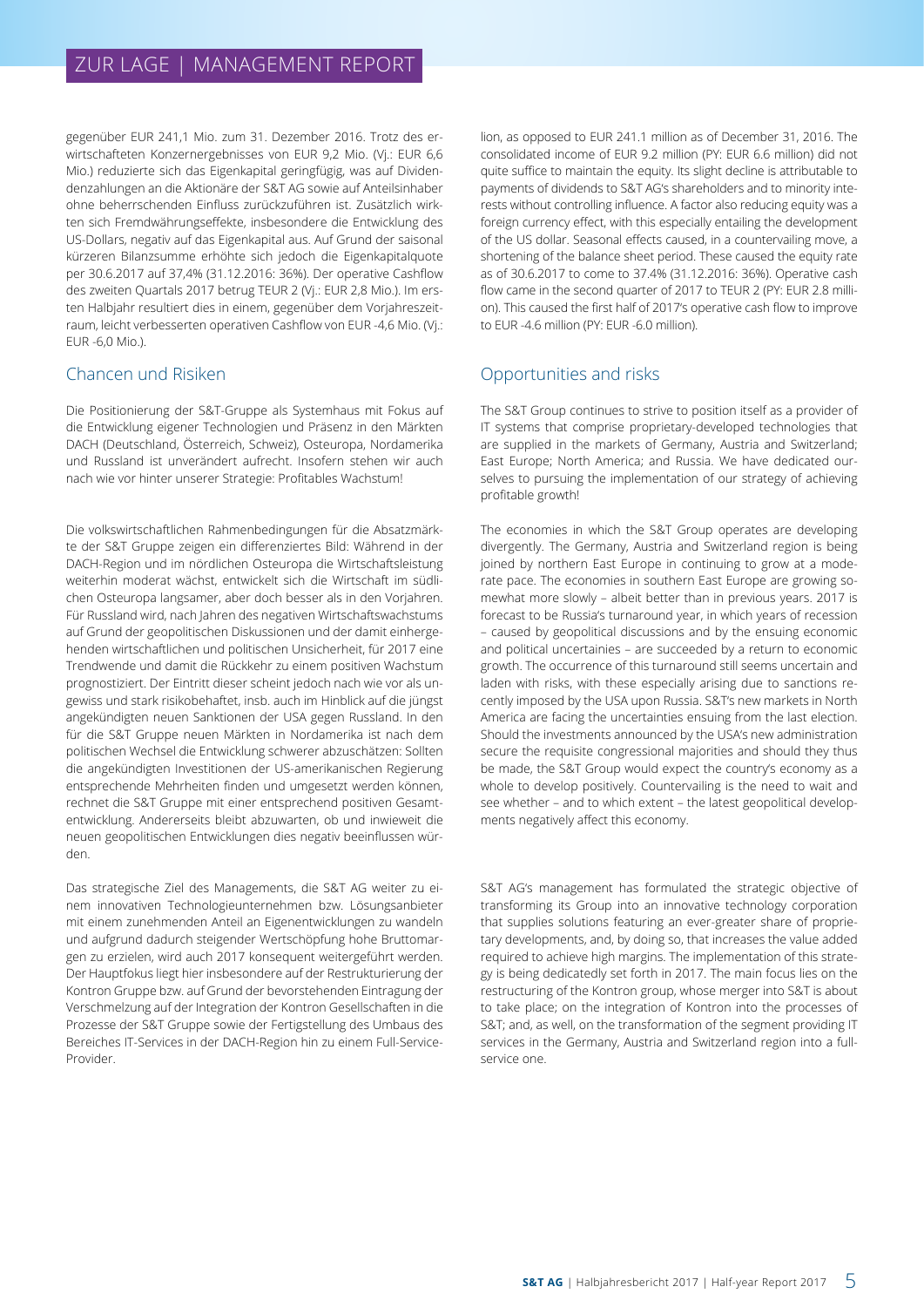gegenüber EUR 241,1 Mio. zum 31. Dezember 2016. Trotz des erwirtschafteten Konzernergebnisses von EUR 9,2 Mio. (Vj.: EUR 6,6 Mio.) reduzierte sich das Eigenkapital geringfügig, was auf Dividendenzahlungen an die Aktionäre der S&T AG sowie auf Anteilsinhaber ohne beherrschenden Einfluss zurückzuführen ist. Zusätzlich wirkten sich Fremdwährungseffekte, insbesondere die Entwicklung des US-Dollars, negativ auf das Eigenkapital aus. Auf Grund der saisonal kürzeren Bilanzsumme erhöhte sich jedoch die Eigenkapitalquote per 30.6.2017 auf 37,4% (31.12.2016: 36%). Der operative Cashflow des zweiten Quartals 2017 betrug TEUR 2 (Vj.: EUR 2,8 Mio.). Im ersten Halbjahr resultiert dies in einem, gegenüber dem Vorjahreszeitraum, leicht verbesserten operativen Cashflow von EUR -4,6 Mio. (Vj.: EUR -6,0 Mio.).

## Chancen und Risiken

Die Positionierung der S&T-Gruppe als Systemhaus mit Fokus auf die Entwicklung eigener Technologien und Präsenz in den Märkten DACH (Deutschland, Österreich, Schweiz), Osteuropa, Nordamerika und Russland ist unverändert aufrecht. Insofern stehen wir auch nach wie vor hinter unserer Strategie: Profitables Wachstum!

Die volkswirtschaftlichen Rahmenbedingungen für die Absatzmärkte der S&T Gruppe zeigen ein differenziertes Bild: Während in der DACH-Region und im nördlichen Osteuropa die Wirtschaftsleistung weiterhin moderat wächst, entwickelt sich die Wirtschaft im südlichen Osteuropa langsamer, aber doch besser als in den Vorjahren. Für Russland wird, nach Jahren des negativen Wirtschaftswachstums auf Grund der geopolitischen Diskussionen und der damit einhergehenden wirtschaftlichen und politischen Unsicherheit, für 2017 eine Trendwende und damit die Rückkehr zu einem positiven Wachstum prognostiziert. Der Eintritt dieser scheint jedoch nach wie vor als ungewiss und stark risikobehaftet, insb. auch im Hinblick auf die jüngst angekündigten neuen Sanktionen der USA gegen Russland. In den für die S&T Gruppe neuen Märkten in Nordamerika ist nach dem politischen Wechsel die Entwicklung schwerer abzuschätzen: Sollten die angekündigten Investitionen der US-amerikanischen Regierung entsprechende Mehrheiten finden und umgesetzt werden können, rechnet die S&T Gruppe mit einer entsprechend positiven Gesamtentwicklung. Andererseits bleibt abzuwarten, ob und inwieweit die neuen geopolitischen Entwicklungen dies negativ beeinflussen würden.

Das strategische Ziel des Managements, die S&T AG weiter zu einem innovativen Technologieunternehmen bzw. Lösungsanbieter mit einem zunehmenden Anteil an Eigenentwicklungen zu wandeln und aufgrund dadurch steigender Wertschöpfung hohe Bruttomargen zu erzielen, wird auch 2017 konsequent weitergeführt werden. Der Hauptfokus liegt hier insbesondere auf der Restrukturierung der Kontron Gruppe bzw. auf Grund der bevorstehenden Eintragung der Verschmelzung auf der Integration der Kontron Gesellschaften in die Prozesse der S&T Gruppe sowie der Fertigstellung des Umbaus des Bereiches IT-Services in der DACH-Region hin zu einem Full-Service-Provider.

lion, as opposed to EUR 241.1 million as of December 31, 2016. The consolidated income of EUR 9.2 million (PY: EUR 6.6 million) did not quite suffice to maintain the equity. Its slight decline is attributable to payments of dividends to S&T AG's shareholders and to minority interests without controlling influence. A factor also reducing equity was a foreign currency effect, with this especially entailing the development of the US dollar. Seasonal effects caused, in a countervailing move, a shortening of the balance sheet period. These caused the equity rate as of 30.6.2017 to come to 37.4% (31.12.2016: 36%). Operative cash flow came in the second quarter of 2017 to TEUR 2 (PY: EUR 2.8 million). This caused the first half of 2017's operative cash flow to improve to EUR -4.6 million (PY: EUR -6.0 million).

## Opportunities and risks

The S&T Group continues to strive to position itself as a provider of IT systems that comprise proprietary-developed technologies that are supplied in the markets of Germany, Austria and Switzerland; East Europe; North America; and Russia. We have dedicated ourselves to pursuing the implementation of our strategy of achieving profitable growth!

The economies in which the S&T Group operates are developing divergently. The Germany, Austria and Switzerland region is being joined by northern East Europe in continuing to grow at a moderate pace. The economies in southern East Europe are growing somewhat more slowly – albeit better than in previous years. 2017 is forecast to be Russia's turnaround year, in which years of recession – caused by geopolitical discussions and by the ensuing economic and political uncertainies – are succeeded by a return to economic growth. The occurrence of this turnaround still seems uncertain and laden with risks, with these especially arising due to sanctions recently imposed by the USA upon Russia. S&T's new markets in North America are facing the uncertainties ensuing from the last election. Should the investments announced by the USA's new administration secure the requisite congressional majorities and should they thus be made, the S&T Group would expect the country's economy as a whole to develop positively. Countervailing is the need to wait and see whether – and to which extent – the latest geopolitical developments negatively affect this economy.

S&T AG's management has formulated the strategic objective of transforming its Group into an innovative technology corporation that supplies solutions featuring an ever-greater share of proprietary developments, and, by doing so, that increases the value added required to achieve high margins. The implementation of this strategy is being dedicatedly set forth in 2017. The main focus lies on the restructuring of the Kontron group, whose merger into S&T is about to take place; on the integration of Kontron into the processes of S&T; and, as well, on the transformation of the segment providing IT services in the Germany, Austria and Switzerland region into a full-service one.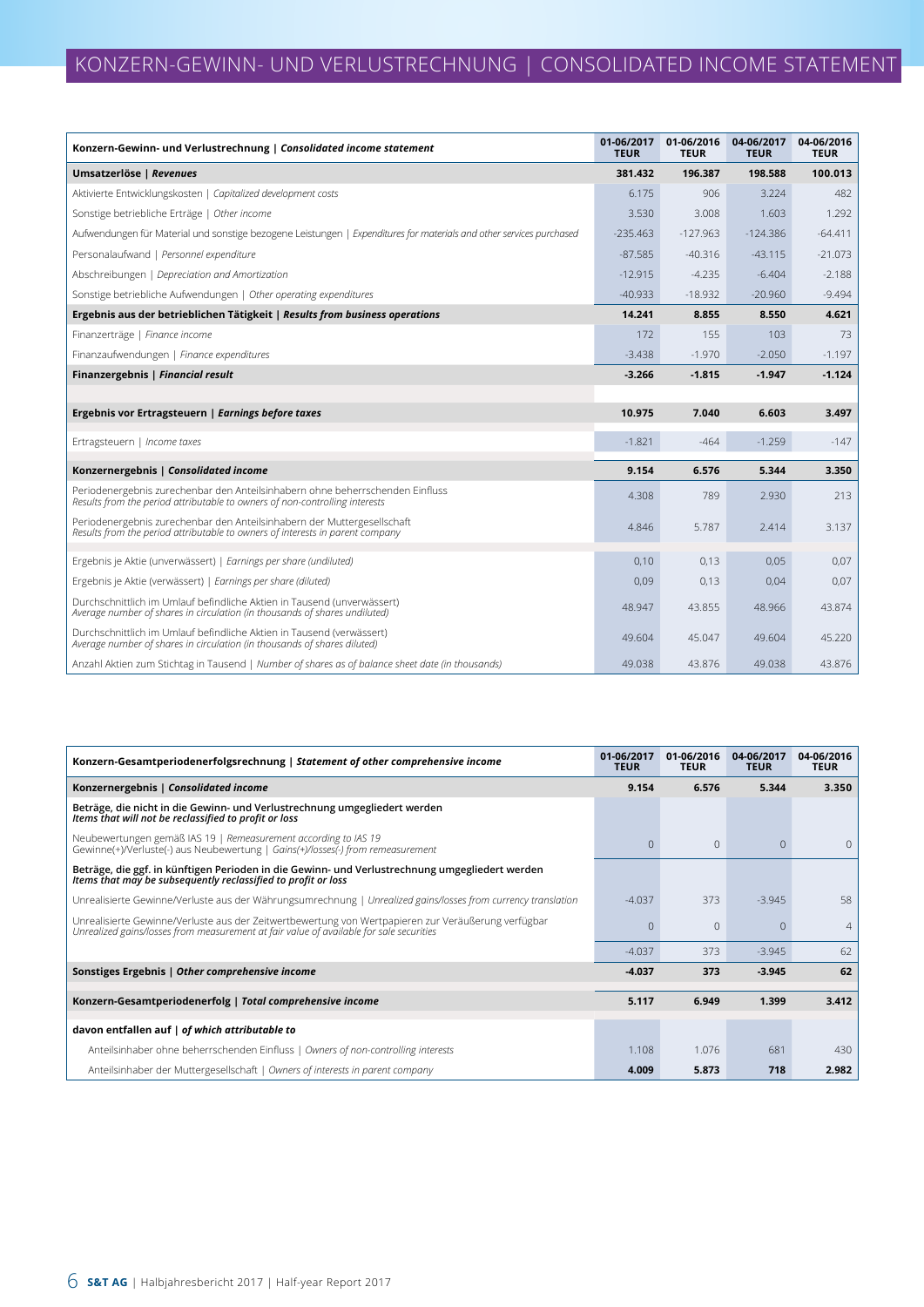# KONZERN-GEWINN- UND VERLUSTRECHNUNG | CONSOLIDATED INCOME STATEMENT

| **Konzern-Gewinn- und Verlustrechnung \| *Consolidated income statement*** | **01-06/2017 TEUR** | **01-06/2016 TEUR** | **04-06/2017 TEUR** | **04-06/2016 TEUR** |
|---|---|---|---|---|
| **Umsatzerlöse \| *Revenues*** | **381.432** | **196.387** | **198.588** | **100.013** |
| Aktivierte Entwicklungskosten \| *Capitalized development costs* | 6.175 | 906 | 3.224 | 482 |
| Sonstige betriebliche Erträge \| *Other income* | 3.530 | 3.008 | 1.603 | 1.292 |
| Aufwendungen für Material und sonstige bezogene Leistungen \| *Expenditures for materials and other services purchased* | -235.463 | -127.963 | -124.386 | -64.411 |
| Personalaufwand \| *Personnel expenditure* | -87.585 | -40.316 | -43.115 | -21.073 |
| Abschreibungen \| *Depreciation and Amortization* | -12.915 | -4.235 | -6.404 | -2.188 |
| Sonstige betriebliche Aufwendungen \| *Other operating expenditures* | -40.933 | -18.932 | -20.960 | -9.494 |
| **Ergebnis aus der betrieblichen Tätigkeit \| *Results from business operations*** | **14.241** | **8.855** | **8.550** | **4.621** |
| Finanzerträge \| *Finance income* | 172 | 155 | 103 | 73 |
| Finanzaufwendungen \| *Finance expenditures* | -3.438 | -1.970 | -2.050 | -1.197 |
| **Finanzergebnis \| *Financial result*** | **-3.266** | **-1.815** | **-1.947** | **-1.124** |
| **Ergebnis vor Ertragsteuern \| *Earnings before taxes*** | **10.975** | **7.040** | **6.603** | **3.497** |
| Ertragsteuern \| *Income taxes* | -1.821 | -464 | -1.259 | -147 |
| **Konzernergebnis \| *Consolidated income*** | **9.154** | **6.576** | **5.344** | **3.350** |
| Periodenergebnis zurechenbar den Anteilsinhabern ohne beherrschenden Einfluss *Results from the period attributable to owners of non-controlling interests* | 4.308 | 789 | 2.930 | 213 |
| Periodenergebnis zurechenbar den Anteilsinhabern der Muttergesellschaft *Results from the period attributable to owners of interests in parent company* | 4.846 | 5.787 | 2.414 | 3.137 |
| Ergebnis je Aktie (unverwässert) \| *Earnings per share (undiluted)* | 0,10 | 0,13 | 0,05 | 0,07 |
| Ergebnis je Aktie (verwässert) \| *Earnings per share (diluted)* | 0,09 | 0,13 | 0,04 | 0,07 |
| Durchschnittlich im Umlauf befindliche Aktien in Tausend (unverwässert) *Average number of shares in circulation (in thousands of shares undiluted)* | 48.947 | 43.855 | 48.966 | 43.874 |
| Durchschnittlich im Umlauf befindliche Aktien in Tausend (verwässert) *Average number of shares in circulation (in thousands of shares diluted)* | 49.604 | 45.047 | 49.604 | 45.220 |
| Anzahl Aktien zum Stichtag in Tausend \| *Number of shares as of balance sheet date (in thousands)* | 49.038 | 43.876 | 49.038 | 43.876 |

| **Konzern-Gesamtperiodenerfolgsrechnung \| *Statement of other comprehensive income*** | **01-06/2017 TEUR** | **01-06/2016 TEUR** | **04-06/2017 TEUR** | **04-06/2016 TEUR** |
|---|---|---|---|---|
| **Konzernergebnis \| *Consolidated income*** | **9.154** | **6.576** | **5.344** | **3.350** |
| **Beträge, die nicht in die Gewinn- und Verlustrechnung umgegliedert werden *Items that will not be reclassified to profit or loss*** | | | | |
| Neubewertungen gemäß IAS 19 \| *Remeasurement according to IAS 19* Gewinne(+)/Verluste(-) aus Neubewertung \| *Gains(+)/losses(-) from remeasurement* | 0 | 0 | 0 | 0 |
| **Beträge, die ggf. in künftigen Perioden in die Gewinn- und Verlustrechnung umgegliedert werden *Items that may be subsequently reclassified to profit or loss*** | | | | |
| Unrealisierte Gewinne/Verluste aus der Währungsumrechnung \| *Unrealized gains/losses from currency translation* | -4.037 | 373 | -3.945 | 58 |
| Unrealisierte Gewinne/Verluste aus der Zeitwertbewertung von Wertpapieren zur Veräußerung verfügbar *Unrealized gains/losses from measurement at fair value of available for sale securities* | 0 | 0 | 0 | 4 |
| | -4.037 | 373 | -3.945 | 62 |
| **Sonstiges Ergebnis \| *Other comprehensive income*** | **-4.037** | **373** | **-3.945** | **62** |
| **Konzern-Gesamtperiodenerfolg \| *Total comprehensive income*** | **5.117** | **6.949** | **1.399** | **3.412** |
| **davon entfallen auf \| *of which attributable to*** | | | | |
| Anteilsinhaber ohne beherrschenden Einfluss \| *Owners of non-controlling interests* | 1.108 | 1.076 | 681 | 430 |
| Anteilsinhaber der Muttergesellschaft \| *Owners of interests in parent company* | **4.009** | **5.873** | **718** | **2.982** |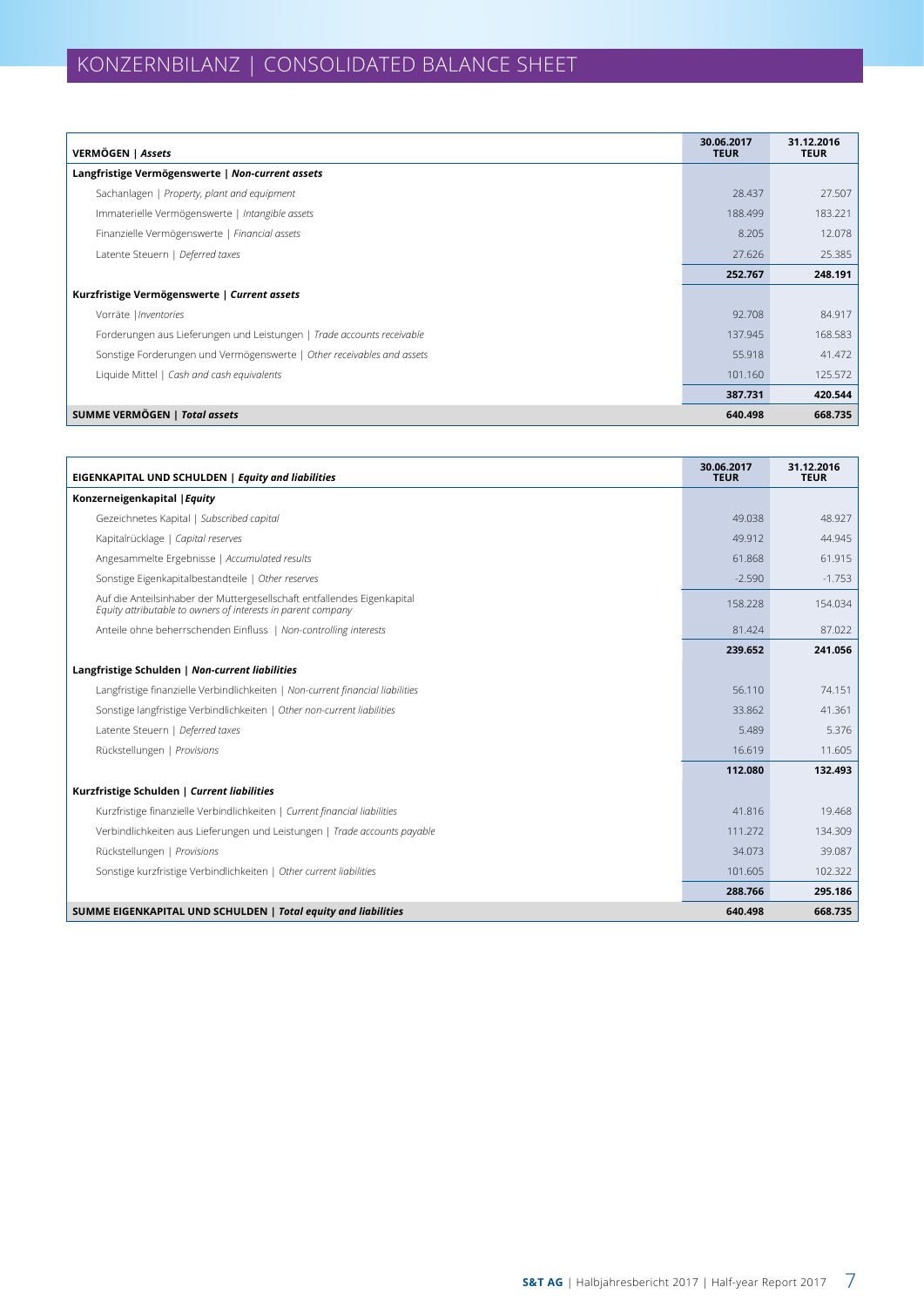# KONZERNBILANZ | CONSOLIDATED BALANCE SHEET

| **VERMÖGEN \| *Assets*** | **30.06.2017 TEUR** | **31.12.2016 TEUR** |
|---|---|---|
| **Langfristige Vermögenswerte \| *Non-current assets*** | | |
| Sachanlagen \| *Property, plant and equipment* | 28.437 | 27.507 |
| Immaterielle Vermögenswerte \| *Intangible assets* | 188.499 | 183.221 |
| Finanzielle Vermögenswerte \| *Financial assets* | 8.205 | 12.078 |
| Latente Steuern \| *Deferred taxes* | 27.626 | 25.385 |
| | **252.767** | **248.191** |
| **Kurzfristige Vermögenswerte \| *Current assets*** | | |
| Vorräte \| *Inventories* | 92.708 | 84.917 |
| Forderungen aus Lieferungen und Leistungen \| *Trade accounts receivable* | 137.945 | 168.583 |
| Sonstige Forderungen und Vermögenswerte \| *Other receivables and assets* | 55.918 | 41.472 |
| Liquide Mittel \| *Cash and cash equivalents* | 101.160 | 125.572 |
| | **387.731** | **420.544** |
| **SUMME VERMÖGEN \| *Total assets*** | **640.498** | **668.735** |

| **EIGENKAPITAL UND SCHULDEN \| *Equity and liabilities*** | **30.06.2017 TEUR** | **31.12.2016 TEUR** |
|---|---|---|
| **Konzerneigenkapital \| *Equity*** | | |
| Gezeichnetes Kapital \| *Subscribed capital* | 49.038 | 48.927 |
| Kapitalrücklage \| *Capital reserves* | 49.912 | 44.945 |
| Angesammelte Ergebnisse \| *Accumulated results* | 61.868 | 61.915 |
| Sonstige Eigenkapitalbestandteile \| *Other reserves* | -2.590 | -1.753 |
| Auf die Anteilsinhaber der Muttergesellschaft entfallendes Eigenkapital *Equity attributable to owners of interests in parent company* | 158.228 | 154.034 |
| Anteile ohne beherrschenden Einfluss \| *Non-controlling interests* | 81.424 | 87.022 |
| | **239.652** | **241.056** |
| **Langfristige Schulden \| *Non-current liabilities*** | | |
| Langfristige finanzielle Verbindlichkeiten \| *Non-current financial liabilities* | 56.110 | 74.151 |
| Sonstige langfristige Verbindlichkeiten \| *Other non-current liabilities* | 33.862 | 41.361 |
| Latente Steuern \| *Deferred taxes* | 5.489 | 5.376 |
| Rückstellungen \| *Provisions* | 16.619 | 11.605 |
| | **112.080** | **132.493** |
| **Kurzfristige Schulden \| *Current liabilities*** | | |
| Kurzfristige finanzielle Verbindlichkeiten \| *Current financial liabilities* | 41.816 | 19.468 |
| Verbindlichkeiten aus Lieferungen und Leistungen \| *Trade accounts payable* | 111.272 | 134.309 |
| Rückstellungen \| *Provisions* | 34.073 | 39.087 |
| Sonstige kurzfristige Verbindlichkeiten \| *Other current liabilities* | 101.605 | 102.322 |
| | **288.766** | **295.186** |
| **SUMME EIGENKAPITAL UND SCHULDEN \| *Total equity and liabilities*** | **640.498** | **668.735** |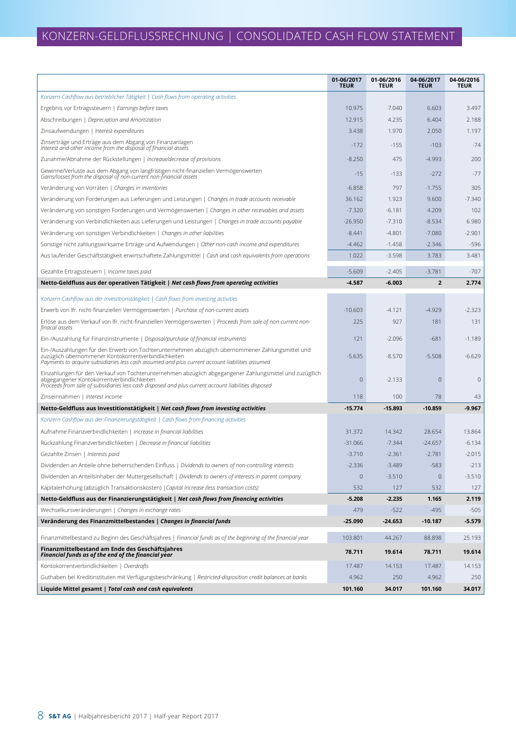# KONZERN-GELDFLUSSRECHNUNG | CONSOLIDATED CASH FLOW STATEMENT

| | 01-06/2017 TEUR | 01-06/2016 TEUR | 04-06/2017 TEUR | 04-06/2016 TEUR |
|---|---|---|---|---|
| *Konzern-Cashflow aus betrieblicher Tätigkeit \| Cash flows from operating activities* | | | | |
| Ergebnis vor Ertragssteuern \| *Earnings before taxes* | 10.975 | 7.040 | 6.603 | 3.497 |
| Abschreibungen \| *Depreciation and Amortization* | 12.915 | 4.235 | 6.404 | 2.188 |
| Zinsaufwendungen \| *Interest expenditures* | 3.438 | 1.970 | 2.050 | 1.197 |
| Zinserträge und Erträge aus dem Abgang von Finanzanlagen *Interest and other income from the disposal of financial assets* | -172 | -155 | -103 | -74 |
| Zunahme/Abnahme der Rückstellungen \| *Increase/decrease of provisions* | -8.250 | 475 | -4.993 | 200 |
| Gewinne/Verluste aus dem Abgang von langfristigen nicht-finanziellen Vermögenswerten *Gains/losses from the disposal of non-current non-financial assets* | -15 | -133 | -272 | -77 |
| Veränderung von Vorräten \| *Changes in inventories* | -6.858 | 797 | -1.755 | 305 |
| Veränderung von Forderungen aus Lieferungen und Leistungen \| *Changes in trade accounts receivable* | 36.162 | 1.923 | 9.600 | -7.340 |
| Veränderung von sonstigen Forderungen und Vermögenswerten \| *Changes in other receivables and assets* | -7.320 | -6.181 | 4.209 | 102 |
| Veränderung von Verbindlichkeiten aus Lieferungen und Leistungen \| *Changes in trade accounts payable* | -26.950 | -7.310 | -8.534 | 6.980 |
| Veränderung von sonstigen Verbindlichkeiten \| *Changes in other liabilities* | -8.441 | -4.801 | -7.080 | -2.901 |
| Sonstige nicht zahlungswirksame Erträge und Aufwendungen \| *Other non-cash income and expenditures* | -4.462 | -1.458 | -2.346 | -596 |
| Aus laufender Geschäftstätigkeit erwirtschaftete Zahlungsmittel \| *Cash and cash equivalents from operations* | 1.022 | -3.598 | 3.783 | 3.481 |
| Gezahlte Ertragssteuern \| *Income taxes paid* | -5.609 | -2.405 | -3.781 | -707 |
| **Netto-Geldfluss aus der operativen Tätigkeit \| *Net cash flows from operating activities*** | **-4.587** | **-6.003** | **2** | **2.774** |
| *Konzern-Cashflow aus der Investitionstätigkeit \| Cash flows from investing activities* | | | | |
| Erwerb von lfr. nicht-finanziellen Vermögenswerten \| *Purchase of non-current assets* | -10.603 | -4.121 | -4.929 | -2.323 |
| Erlöse aus dem Verkauf von lfr. nicht-finanziellen Vermögenswerten \| *Proceeds from sale of non-current non-finacal assets* | 225 | 927 | 181 | 131 |
| Ein-/Auszahlung für Finanzinstrumente \| *Disposal/purchase of financial instruments* | 121 | -2.096 | -681 | -1.189 |
| Ein-/Auszahlungen für den Erwerb von Tochterunternehmen abzüglich übernommener Zahlungsmittel und zuzüglich übernommener Kontokorrentverbindlichkeiten *Payments to acquire subsidiaries less cash assumed and plus current account liabilities assumed* | -5.635 | -8.570 | -5.508 | -6.629 |
| Einzahlungen für den Verkauf von Tochterunternehmen abzüglich abgegangener Zahlungsmittel und zuzüglich abgegangener Kontokorrentverbindlichkeiten *Proceeds from sale of subsidiaries less cash disposed and plus current account liabilities disposed* | 0 | -2.133 | 0 | 0 |
| Zinseinnahmen \| *Interest income* | 118 | 100 | 78 | 43 |
| **Netto-Geldfluss aus Investitionstätigkeit \| *Net cash flows from investing activities*** | **-15.774** | **-15.893** | **-10.859** | **-9.967** |
| *Konzern-Cashflow aus der Finanzierungstätigkeit \| Cash flows from financing activities* | | | | |
| Aufnahme Finanzverbindlichkeiten \| *Increase in financial liabilities* | 31.372 | 14.342 | 28.654 | 13.864 |
| Rückzahlung Finanzverbindlichkeiten \| *Decrease in financial liabilities* | -31.066 | -7.344 | -24.657 | -6.134 |
| Gezahlte Zinsen \| *Interests paid* | -3.710 | -2.361 | -2.781 | -2.015 |
| Dividenden an Anteile ohne beherrschenden Einfluss \| *Dividends to owners of non-controlling interests* | -2.336 | -3.489 | -583 | -213 |
| Dividenden an Anteilsinhaber der Muttergesellschaft \| *Dividends to owners of interests in parent company* | 0 | -3.510 | 0 | -3.510 |
| Kapitalerhöhung (abzüglich Transaktionskosten) \|*Capital increase (less transaction costs)* | 532 | 127 | 532 | 127 |
| **Netto-Geldfluss aus der Finanzierungstätigkeit \| *Net cash flows from financing activities*** | **-5.208** | **-2.235** | **1.165** | **2.119** |
| Wechselkursveränderungen \| *Changes in exchange rates* | 479 | -522 | -495 | -505 |
| **Veränderung des Finanzmittelbestandes \| *Changes in financial funds*** | **-25.090** | **-24.653** | **-10.187** | **-5.579** |
| Finanzmittelbestand zu Beginn des Geschäftsjahres \| *Financial funds as of the beginning of the financial year* | 103.801 | 44.267 | 88.898 | 25.193 |
| **Finanzmittelbestand am Ende des Geschäftsjahres *Financial funds as of the end of the financial year*** | **78.711** | **19.614** | **78.711** | **19.614** |
| Kontokorrentverbindlichkeiten \| *Overdrafts* | 17.487 | 14.153 | 17.487 | 14.153 |
| Guthaben bei Kreditinstituten mit Verfügungsbeschränkung \| *Restricted-disposition credit balances at banks* | 4.962 | 250 | 4.962 | 250 |
| **Liquide Mittel gesamt \| *Total cash and cash equivalents*** | **101.160** | **34.017** | **101.160** | **34.017** |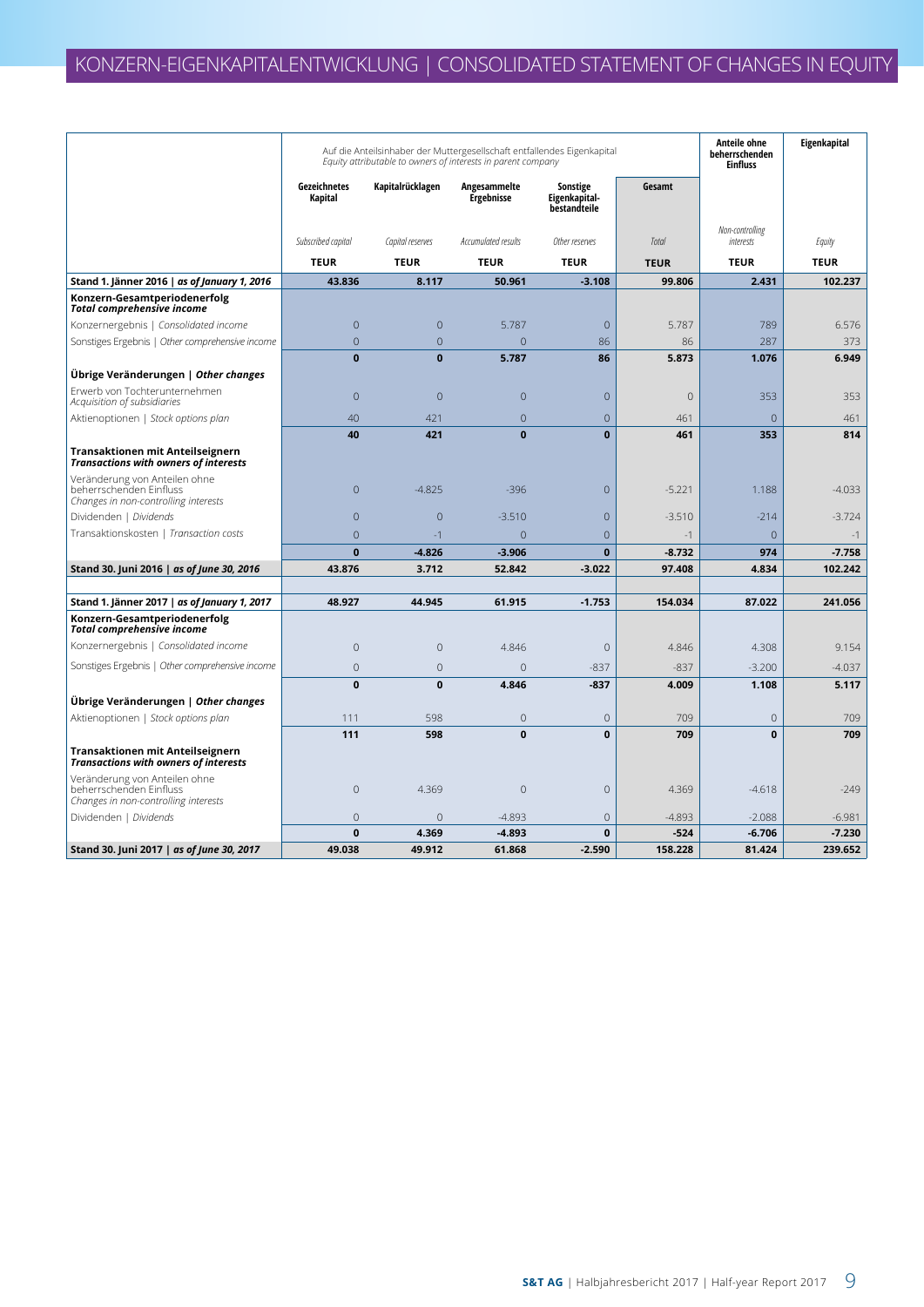# KONZERN-EIGENKAPITALENTWICKLUNG | CONSOLIDATED STATEMENT OF CHANGES IN EQUITY

| | Auf die Anteilsinhaber der Muttergesellschaft entfallendes Eigenkapital *Equity attributable to owners of interests in parent company* | | | | | Anteile ohne beherrschenden Einfluss | Eigenkapital |
|---|---|---|---|---|---|---|---|
| | Gezeichnetes Kapital | Kapitalrücklagen | Angesammelte Ergebnisse | Sonstige Eigenkapital-bestandteile | Gesamt | | |
| | *Subscribed capital* | *Capital reserves* | *Accumulated results* | *Other reserves* | *Total* | *Non-controlling interests* | *Equity* |
| | **TEUR** | **TEUR** | **TEUR** | **TEUR** | **TEUR** | **TEUR** | **TEUR** |
| **Stand 1. Jänner 2016 \| *as of January 1, 2016*** | **43.836** | **8.117** | **50.961** | **-3.108** | **99.806** | **2.431** | **102.237** |
| **Konzern-Gesamtperiodenerfolg** ***Total comprehensive income*** | | | | | | | |
| Konzernergebnis \| *Consolidated income* | 0 | 0 | 5.787 | 0 | 5.787 | 789 | 6.576 |
| Sonstiges Ergebnis \| *Other comprehensive income* | 0 | 0 | 0 | 86 | 86 | 287 | 373 |
| | **0** | **0** | **5.787** | **86** | **5.873** | **1.076** | **6.949** |
| **Übrige Veränderungen \| *Other changes*** | | | | | | | |
| Erwerb von Tochterunternehmen *Acquisition of subsidiaries* | 0 | 0 | 0 | 0 | 0 | 353 | 353 |
| Aktienoptionen \| *Stock options plan* | 40 | 421 | 0 | 0 | 461 | 0 | 461 |
| | **40** | **421** | **0** | **0** | **461** | **353** | **814** |
| **Transaktionen mit Anteilseignern** ***Transactions with owners of interests*** | | | | | | | |
| Veränderung von Anteilen ohne beherrschenden Einfluss *Changes in non-controlling interests* | 0 | -4.825 | -396 | 0 | -5.221 | 1.188 | -4.033 |
| Dividenden \| *Dividends* | 0 | 0 | -3.510 | 0 | -3.510 | -214 | -3.724 |
| Transaktionskosten \| *Transaction costs* | 0 | -1 | 0 | 0 | -1 | 0 | -1 |
| | **0** | **-4.826** | **-3.906** | **0** | **-8.732** | **974** | **-7.758** |
| **Stand 30. Juni 2016 \| *as of June 30, 2016*** | **43.876** | **3.712** | **52.842** | **-3.022** | **97.408** | **4.834** | **102.242** |
| | | | | | | | |
| **Stand 1. Jänner 2017 \| *as of January 1, 2017*** | **48.927** | **44.945** | **61.915** | **-1.753** | **154.034** | **87.022** | **241.056** |
| **Konzern-Gesamtperiodenerfolg** ***Total comprehensive income*** | | | | | | | |
| Konzernergebnis \| *Consolidated income* | 0 | 0 | 4.846 | 0 | 4.846 | 4.308 | 9.154 |
| Sonstiges Ergebnis \| *Other comprehensive income* | 0 | 0 | 0 | -837 | -837 | -3.200 | -4.037 |
| | **0** | **0** | **4.846** | **-837** | **4.009** | **1.108** | **5.117** |
| **Übrige Veränderungen \| *Other changes*** | | | | | | | |
| Aktienoptionen \| *Stock options plan* | 111 | 598 | 0 | 0 | 709 | 0 | 709 |
| | **111** | **598** | **0** | **0** | **709** | **0** | **709** |
| **Transaktionen mit Anteilseignern** ***Transactions with owners of interests*** | | | | | | | |
| Veränderung von Anteilen ohne beherrschenden Einfluss *Changes in non-controlling interests* | 0 | 4.369 | 0 | 0 | 4.369 | -4.618 | -249 |
| Dividenden \| *Dividends* | 0 | 0 | -4.893 | 0 | -4.893 | -2.088 | -6.981 |
| | **0** | **4.369** | **-4.893** | **0** | **-524** | **-6.706** | **-7.230** |
| **Stand 30. Juni 2017 \| *as of June 30, 2017*** | **49.038** | **49.912** | **61.868** | **-2.590** | **158.228** | **81.424** | **239.652** |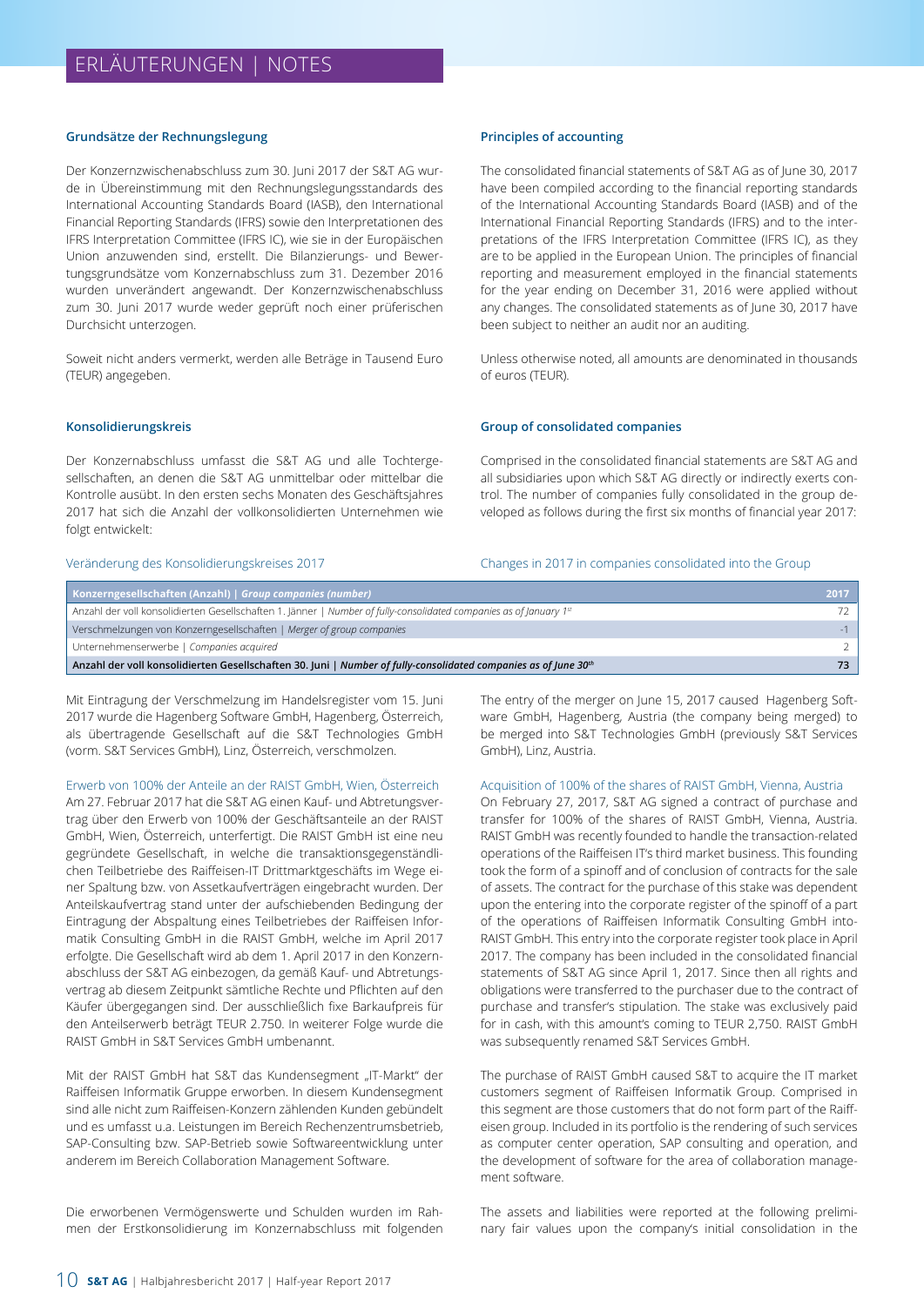# ERLÄUTERUNGEN | NOTES

### Grundsätze der Rechnungslegung

Der Konzernzwischenabschluss zum 30. Juni 2017 der S&T AG wurde in Übereinstimmung mit den Rechnungslegungsstandards des International Accounting Standards Board (IASB), den International Financial Reporting Standards (IFRS) sowie den Interpretationen des IFRS Interpretation Committee (IFRS IC), wie sie in der Europäischen Union anzuwenden sind, erstellt. Die Bilanzierungs- und Bewertungsgrundsätze vom Konzernabschluss zum 31. Dezember 2016 wurden unverändert angewandt. Der Konzernzwischenabschluss zum 30. Juni 2017 wurde weder geprüft noch einer prüferischen Durchsicht unterzogen.

Soweit nicht anders vermerkt, werden alle Beträge in Tausend Euro (TEUR) angegeben.

### Principles of accounting

The consolidated financial statements of S&T AG as of June 30, 2017 have been compiled according to the financial reporting standards of the International Accounting Standards Board (IASB) and of the International Financial Reporting Standards (IFRS) and to the interpretations of the IFRS Interpretation Committee (IFRS IC), as they are to be applied in the European Union. The principles of financial reporting and measurement employed in the financial statements for the year ending on December 31, 2016 were applied without any changes. The consolidated statements as of June 30, 2017 have been subject to neither an audit nor an auditing.

Unless otherwise noted, all amounts are denominated in thousands of euros (TEUR).

### Konsolidierungskreis

Der Konzernabschluss umfasst die S&T AG und alle Tochtergesellschaften, an denen die S&T AG unmittelbar oder mittelbar die Kontrolle ausübt. In den ersten sechs Monaten des Geschäftsjahres 2017 hat sich die Anzahl der vollkonsolidierten Unternehmen wie folgt entwickelt:

### Group of consolidated companies

Comprised in the consolidated financial statements are S&T AG and all subsidiaries upon which S&T AG directly or indirectly exerts control. The number of companies fully consolidated in the group developed as follows during the first six months of financial year 2017:

Veränderung des Konsolidierungskreises 2017 | Changes in 2017 in companies consolidated into the Group

| **Konzerngesellschaften (Anzahl) \| *Group companies (number)*** | **2017** |
|---|---|
| Anzahl der voll konsolidierten Gesellschaften 1. Jänner \| *Number of fully-consolidated companies as of January 1st* | 72 |
| Verschmelzungen von Konzerngesellschaften \| *Merger of group companies* | -1 |
| Unternehmenserwerbe \| *Companies acquired* | 2 |
| **Anzahl der voll konsolidierten Gesellschaften 30. Juni \| *Number of fully-consolidated companies as of June 30th*** | **73** |

Mit Eintragung der Verschmelzung im Handelsregister vom 15. Juni 2017 wurde die Hagenberg Software GmbH, Hagenberg, Österreich, als übertragende Gesellschaft auf die S&T Technologies GmbH (vorm. S&T Services GmbH), Linz, Österreich, verschmolzen.

The entry of the merger on June 15, 2017 caused Hagenberg Software GmbH, Hagenberg, Austria (the company being merged) to be merged into S&T Technologies GmbH (previously S&T Services GmbH), Linz, Austria.

Erwerb von 100% der Anteile an der RAIST GmbH, Wien, Österreich

Am 27. Februar 2017 hat die S&T AG einen Kauf- und Abtretungsvertrag über den Erwerb von 100% der Geschäftsanteile an der RAIST GmbH, Wien, Österreich, unterfertigt. Die RAIST GmbH ist eine neu gegründete Gesellschaft, in welche die transaktionsgegenständlichen Teilbetriebe des Raiffeisen-IT Drittmarktgeschäfts im Wege einer Spaltung bzw. von Assetkaufverträgen eingebracht wurden. Der Anteilskaufvertrag stand unter der aufschiebenden Bedingung der Eintragung der Abspaltung eines Teilbetriebes der Raiffeisen Informatik Consulting GmbH in die RAIST GmbH, welche im April 2017 erfolgte. Die Gesellschaft wird ab dem 1. April 2017 in den Konzernabschluss der S&T AG einbezogen, da gemäß Kauf- und Abtretungsvertrag ab diesem Zeitpunkt sämtliche Rechte und Pflichten auf den Käufer übergegangen sind. Der ausschließlich fixe Barkaufpreis für den Anteilserwerb beträgt TEUR 2.750. In weiterer Folge wurde die RAIST GmbH in S&T Services GmbH umbenannt.

Mit der RAIST GmbH hat S&T das Kundensegment „IT-Markt" der Raiffeisen Informatik Gruppe erworben. In diesem Kundensegment sind alle nicht zum Raiffeisen-Konzern zählenden Kunden gebündelt und es umfasst u.a. Leistungen im Bereich Rechenzentrumsbetrieb, SAP-Consulting bzw. SAP-Betrieb sowie Softwareentwicklung unter anderem im Bereich Collaboration Management Software.

Die erworbenen Vermögenswerte und Schulden wurden im Rahmen der Erstkonsolidierung im Konzernabschluss mit folgenden

Acquisition of 100% of the shares of RAIST GmbH, Vienna, Austria

On February 27, 2017, S&T AG signed a contract of purchase and transfer for 100% of the shares of RAIST GmbH, Vienna, Austria. RAIST GmbH was recently founded to handle the transaction-related operations of the Raiffeisen IT's third market business. This founding took the form of a spinoff and of conclusion of contracts for the sale of assets. The contract for the purchase of this stake was dependent upon the entering into the corporate register of the spinoff of a part of the operations of Raiffeisen Informatik Consulting GmbH into RAIST GmbH. This entry into the corporate register took place in April 2017. The company has been included in the consolidated financial statements of S&T AG since April 1, 2017. Since then all rights and obligations were transferred to the purchaser due to the contract of purchase and transfer's stipulation. The stake was exclusively paid for in cash, with this amount's coming to TEUR 2,750. RAIST GmbH was subsequently renamed S&T Services GmbH.

The purchase of RAIST GmbH caused S&T to acquire the IT market customers segment of Raiffeisen Informatik Group. Comprised in this segment are those customers that do not form part of the Raiffeisen group. Included in its portfolio is the rendering of such services as computer center operation, SAP consulting and operation, and the development of software for the area of collaboration management software.

The assets and liabilities were reported at the following preliminary fair values upon the company's initial consolidation in the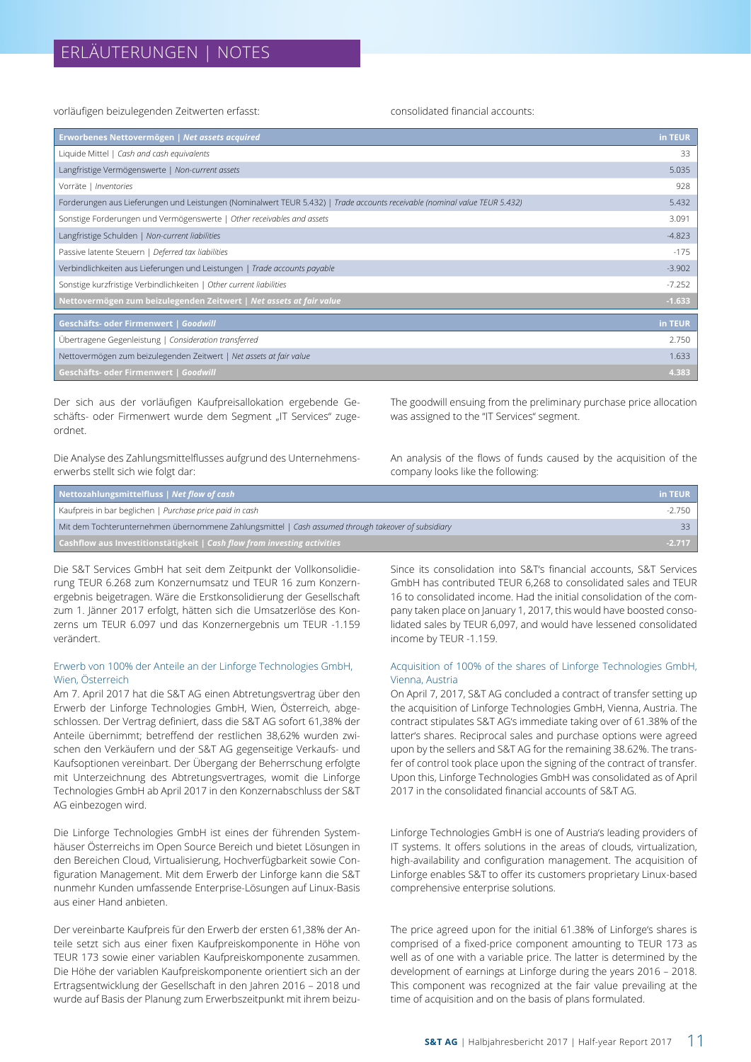vorläufigen beizulegenden Zeitwerten erfasst:

consolidated financial accounts:

| Erworbenes Nettovermögen \| *Net assets acquired* | in TEUR |
|---|---|
| Liquide Mittel \| *Cash and cash equivalents* | 33 |
| Langfristige Vermögenswerte \| *Non-current assets* | 5.035 |
| Vorräte \| *Inventories* | 928 |
| Forderungen aus Lieferungen und Leistungen (Nominalwert TEUR 5.432) \| *Trade accounts receivable (nominal value TEUR 5.432)* | 5.432 |
| Sonstige Forderungen und Vermögenswerte \| *Other receivables and assets* | 3.091 |
| Langfristige Schulden \| *Non-current liabilities* | -4.823 |
| Passive latente Steuern \| *Deferred tax liabilities* | -175 |
| Verbindlichkeiten aus Lieferungen und Leistungen \| *Trade accounts payable* | -3.902 |
| Sonstige kurzfristige Verbindlichkeiten \| *Other current liabilities* | -7.252 |
| **Nettovermögen zum beizulegenden Zeitwert \| *Net assets at fair value*** | **-1.633** |

| Geschäfts- oder Firmenwert \| *Goodwill* | in TEUR |
|---|---|
| Übertragene Gegenleistung \| *Consideration transferred* | 2.750 |
| Nettovermögen zum beizulegenden Zeitwert \| *Net assets at fair value* | 1.633 |
| **Geschäfts- oder Firmenwert \| *Goodwill*** | **4.383** |

Der sich aus der vorläufigen Kaufpreisallokation ergebende Geschäfts- oder Firmenwert wurde dem Segment „IT Services" zugeordnet.

The goodwill ensuing from the preliminary purchase price allocation was assigned to the "IT Services" segment.

Die Analyse des Zahlungsmittelflusses aufgrund des Unternehmenserwerbs stellt sich wie folgt dar:

An analysis of the flows of funds caused by the acquisition of the company looks like the following:

| Nettozahlungsmittelfluss \| *Net flow of cash* | in TEUR |
|---|---|
| Kaufpreis in bar beglichen \| *Purchase price paid in cash* | -2.750 |
| Mit dem Tochterunternehmen übernommene Zahlungsmittel \| *Cash assumed through takeover of subsidiary* | 33 |
| **Cashflow aus Investitionstätigkeit \| *Cash flow from investing activities*** | **-2.717** |

Die S&T Services GmbH hat seit dem Zeitpunkt der Vollkonsolidierung TEUR 6.268 zum Konzernumsatz und TEUR 16 zum Konzernergebnis beigetragen. Wäre die Erstkonsolidierung der Gesellschaft zum 1. Jänner 2017 erfolgt, hätten sich die Umsatzerlöse des Konzerns um TEUR 6.097 und das Konzernergebnis um TEUR -1.159 verändert.

Since its consolidation into S&T's financial accounts, S&T Services GmbH has contributed TEUR 6,268 to consolidated sales and TEUR 16 to consolidated income. Had the initial consolidation of the company taken place on January 1, 2017, this would have boosted consolidated sales by TEUR 6,097, and would have lessened consolidated income by TEUR -1.159.

### Erwerb von 100% der Anteile an der Linforge Technologies GmbH, Wien, Österreich

Am 7. April 2017 hat die S&T AG einen Abtretungsvertrag über den Erwerb der Linforge Technologies GmbH, Wien, Österreich, abgeschlossen. Der Vertrag definiert, dass die S&T AG sofort 61,38% der Anteile übernimmt; betreffend der restlichen 38,62% wurden zwischen den Verkäufern und der S&T AG gegenseitige Verkaufs- und Kaufsoptionen vereinbart. Der Übergang der Beherrschung erfolgte mit Unterzeichnung des Abtretungsvertrages, womit die Linforge Technologies GmbH ab April 2017 in den Konzernabschluss der S&T AG einbezogen wird.

Die Linforge Technologies GmbH ist eines der führenden Systemhäuser Österreichs im Open Source Bereich und bietet Lösungen in den Bereichen Cloud, Virtualisierung, Hochverfügbarkeit sowie Configuration Management. Mit dem Erwerb der Linforge kann die S&T nunmehr Kunden umfassende Enterprise-Lösungen auf Linux-Basis aus einer Hand anbieten.

Der vereinbarte Kaufpreis für den Erwerb der ersten 61,38% der Anteile setzt sich aus einer fixen Kaufpreiskomponente in Höhe von TEUR 173 sowie einer variablen Kaufpreiskomponente zusammen. Die Höhe der variablen Kaufpreiskomponente orientiert sich an der Ertragsentwicklung der Gesellschaft in den Jahren 2016 – 2018 und wurde auf Basis der Planung zum Erwerbszeitpunkt mit ihrem beizu-

### Acquisition of 100% of the shares of Linforge Technologies GmbH, Vienna, Austria

On April 7, 2017, S&T AG concluded a contract of transfer setting up the acquisition of Linforge Technologies GmbH, Vienna, Austria. The contract stipulates S&T AG's immediate taking over of 61.38% of the latter's shares. Reciprocal sales and purchase options were agreed upon by the sellers and S&T AG for the remaining 38.62%. The transfer of control took place upon the signing of the contract of transfer. Upon this, Linforge Technologies GmbH was consolidated as of April 2017 in the consolidated financial accounts of S&T AG.

Linforge Technologies GmbH is one of Austria's leading providers of IT systems. It offers solutions in the areas of clouds, virtualization, high-availability and configuration management. The acquisition of Linforge enables S&T to offer its customers proprietary Linux-based comprehensive enterprise solutions.

The price agreed upon for the initial 61.38% of Linforge's shares is comprised of a fixed-price component amounting to TEUR 173 as well as of one with a variable price. The latter is determined by the development of earnings at Linforge during the years 2016 – 2018. This component was recognized at the fair value prevailing at the time of acquisition and on the basis of plans formulated.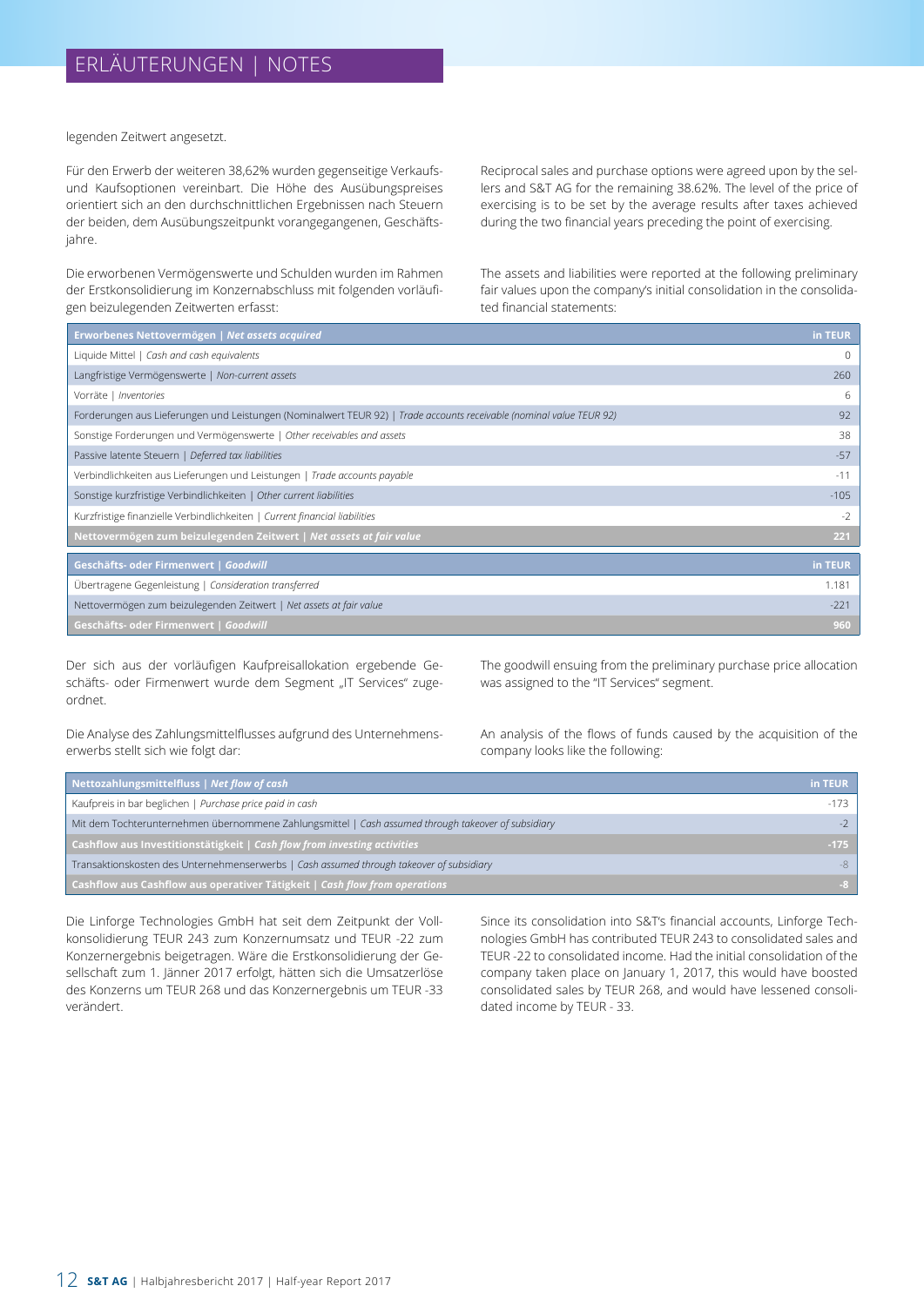legenden Zeitwert angesetzt.

Für den Erwerb der weiteren 38,62% wurden gegenseitige Verkaufs- und Kaufsoptionen vereinbart. Die Höhe des Ausübungspreises orientiert sich an den durchschnittlichen Ergebnissen nach Steuern der beiden, dem Ausübungszeitpunkt vorangegangenen, Geschäftsjahre.

Reciprocal sales and purchase options were agreed upon by the sellers and S&T AG for the remaining 38.62%. The level of the price of exercising is to be set by the average results after taxes achieved during the two financial years preceding the point of exercising.

Die erworbenen Vermögenswerte und Schulden wurden im Rahmen der Erstkonsolidierung im Konzernabschluss mit folgenden vorläufigen beizulegenden Zeitwerten erfasst:

The assets and liabilities were reported at the following preliminary fair values upon the company's initial consolidation in the consolidated financial statements:

| **Erworbenes Nettovermögen** \| ***Net assets acquired*** | **in TEUR** |
|---|---|
| Liquide Mittel \| *Cash and cash equivalents* | 0 |
| Langfristige Vermögenswerte \| *Non-current assets* | 260 |
| Vorräte \| *Inventories* | 6 |
| Forderungen aus Lieferungen und Leistungen (Nominalwert TEUR 92) \| *Trade accounts receivable (nominal value TEUR 92)* | 92 |
| Sonstige Forderungen und Vermögenswerte \| *Other receivables and assets* | 38 |
| Passive latente Steuern \| *Deferred tax liabilities* | -57 |
| Verbindlichkeiten aus Lieferungen und Leistungen \| *Trade accounts payable* | -11 |
| Sonstige kurzfristige Verbindlichkeiten \| *Other current liabilities* | -105 |
| Kurzfristige finanzielle Verbindlichkeiten \| *Current financial liabilities* | -2 |
| **Nettovermögen zum beizulegenden Zeitwert** \| ***Net assets at fair value*** | **221** |

| **Geschäfts- oder Firmenwert** \| ***Goodwill*** | **in TEUR** |
|---|---|
| Übertragene Gegenleistung \| *Consideration transferred* | 1.181 |
| Nettovermögen zum beizulegenden Zeitwert \| *Net assets at fair value* | -221 |
| **Geschäfts- oder Firmenwert** \| ***Goodwill*** | **960** |

Der sich aus der vorläufigen Kaufpreisallokation ergebende Geschäfts- oder Firmenwert wurde dem Segment „IT Services" zugeordnet.

The goodwill ensuing from the preliminary purchase price allocation was assigned to the "IT Services" segment.

Die Analyse des Zahlungsmittelflusses aufgrund des Unternehmenserwerbs stellt sich wie folgt dar:

An analysis of the flows of funds caused by the acquisition of the company looks like the following:

| **Nettozahlungsmittelfluss** \| ***Net flow of cash*** | **in TEUR** |
|---|---|
| Kaufpreis in bar beglichen \| *Purchase price paid in cash* | -173 |
| Mit dem Tochterunternehmen übernommene Zahlungsmittel \| *Cash assumed through takeover of subsidiary* | -2 |
| **Cashflow aus Investitionstätigkeit** \| ***Cash flow from investing activities*** | **-175** |
| Transaktionskosten des Unternehmenserwerbs \| *Cash assumed through takeover of subsidiary* | -8 |
| **Cashflow aus Cashflow aus operativer Tätigkeit** \| ***Cash flow from operations*** | **-8** |

Die Linforge Technologies GmbH hat seit dem Zeitpunkt der Vollkonsolidierung TEUR 243 zum Konzernumsatz und TEUR -22 zum Konzernergebnis beigetragen. Wäre die Erstkonsolidierung der Gesellschaft zum 1. Jänner 2017 erfolgt, hätten sich die Umsatzerlöse des Konzerns um TEUR 268 und das Konzernergebnis um TEUR -33 verändert.

Since its consolidation into S&T's financial accounts, Linforge Technologies GmbH has contributed TEUR 243 to consolidated sales and TEUR -22 to consolidated income. Had the initial consolidation of the company taken place on January 1, 2017, this would have boosted consolidated sales by TEUR 268, and would have lessened consolidated income by TEUR - 33.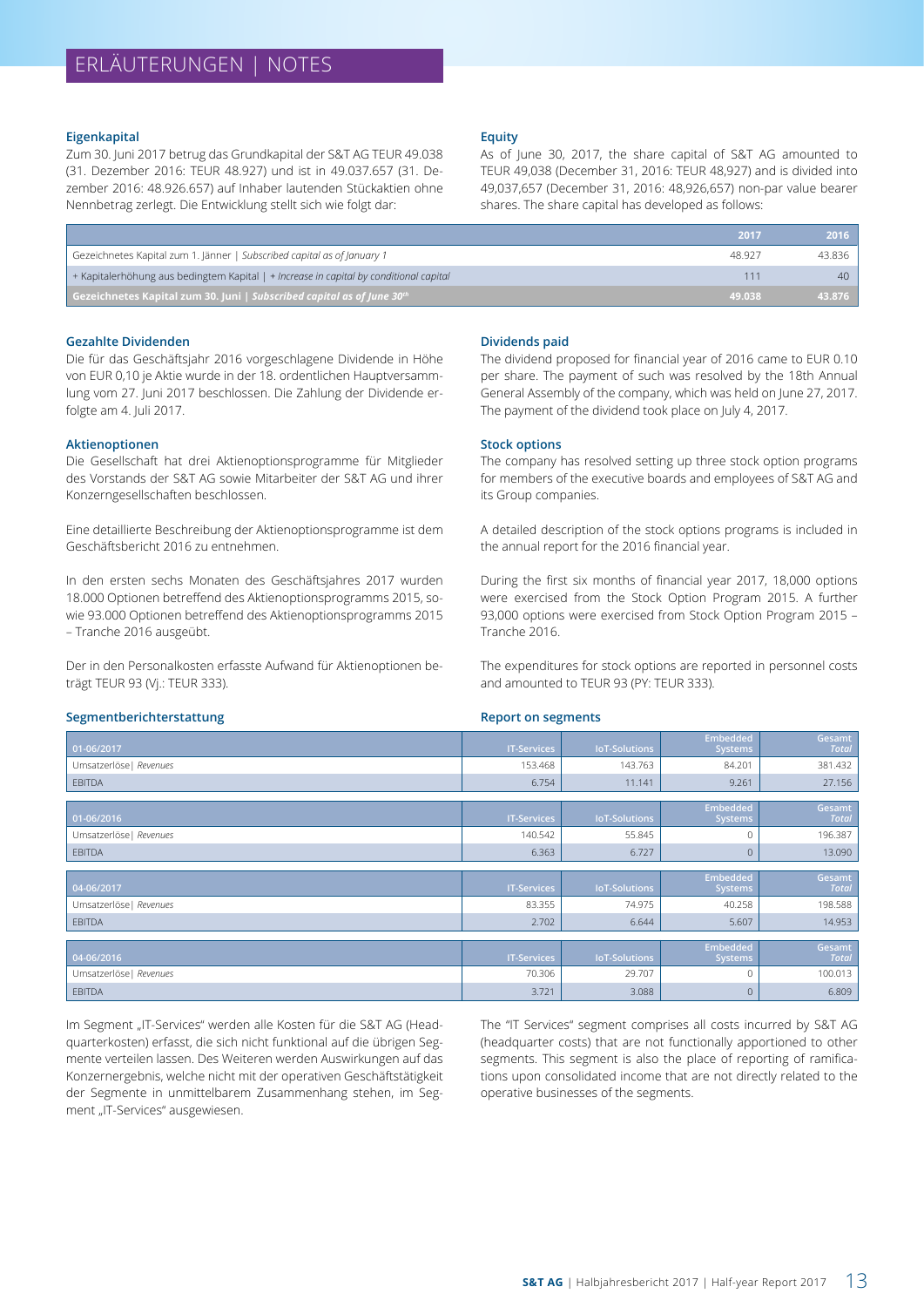# ERLÄUTERUNGEN | NOTES

### Eigenkapital

Zum 30. Juni 2017 betrug das Grundkapital der S&T AG TEUR 49.038 (31. Dezember 2016: TEUR 48.927) und ist in 49.037.657 (31. Dezember 2016: 48.926.657) auf Inhaber lautenden Stückaktien ohne Nennbetrag zerlegt. Die Entwicklung stellt sich wie folgt dar:

### Equity

As of June 30, 2017, the share capital of S&T AG amounted to TEUR 49,038 (December 31, 2016: TEUR 48,927) and is divided into 49,037,657 (December 31, 2016: 48,926,657) non-par value bearer shares. The share capital has developed as follows:

| | 2017 | 2016 |
|---|---|---|
| Gezeichnetes Kapital zum 1. Jänner \| *Subscribed capital as of January 1* | 48.927 | 43.836 |
| + Kapitalerhöhung aus bedingtem Kapital \| *+ Increase in capital by conditional capital* | 111 | 40 |
| **Gezeichnetes Kapital zum 30. Juni \| *Subscribed capital as of June 30th*** | **49.038** | **43.876** |

### Gezahlte Dividenden

Die für das Geschäftsjahr 2016 vorgeschlagene Dividende in Höhe von EUR 0,10 je Aktie wurde in der 18. ordentlichen Hauptversammlung vom 27. Juni 2017 beschlossen. Die Zahlung der Dividende erfolgte am 4. Juli 2017.

### Dividends paid

The dividend proposed for financial year of 2016 came to EUR 0.10 per share. The payment of such was resolved by the 18th Annual General Assembly of the company, which was held on June 27, 2017. The payment of the dividend took place on July 4, 2017.

### Aktienoptionen

Die Gesellschaft hat drei Aktienoptionsprogramme für Mitglieder des Vorstands der S&T AG sowie Mitarbeiter der S&T AG und ihrer Konzerngesellschaften beschlossen.

Eine detaillierte Beschreibung der Aktienoptionsprogramme ist dem Geschäftsbericht 2016 zu entnehmen.

In den ersten sechs Monaten des Geschäftsjahres 2017 wurden 18.000 Optionen betreffend des Aktienoptionsprogramms 2015, sowie 93.000 Optionen betreffend des Aktienoptionsprogramms 2015 – Tranche 2016 ausgeübt.

Der in den Personalkosten erfasste Aufwand für Aktienoptionen beträgt TEUR 93 (Vj.: TEUR 333).

### Stock options

The company has resolved setting up three stock option programs for members of the executive boards and employees of S&T AG and its Group companies.

A detailed description of the stock options programs is included in the annual report for the 2016 financial year.

During the first six months of financial year 2017, 18,000 options were exercised from the Stock Option Program 2015. A further 93,000 options were exercised from Stock Option Program 2015 – Tranche 2016.

The expenditures for stock options are reported in personnel costs and amounted to TEUR 93 (PY: TEUR 333).

### Segmentberichterstattung | Report on segments

| 01-06/2017 | IT-Services | IoT-Solutions | Embedded Systems | Gesamt *Total* |
|---|---|---|---|---|
| Umsatzerlöse \| *Revenues* | 153.468 | 143.763 | 84.201 | 381.432 |
| EBITDA | 6.754 | 11.141 | 9.261 | 27.156 |

| 01-06/2016 | IT-Services | IoT-Solutions | Embedded Systems | Gesamt *Total* |
|---|---|---|---|---|
| Umsatzerlöse \| *Revenues* | 140.542 | 55.845 | 0 | 196.387 |
| EBITDA | 6.363 | 6.727 | 0 | 13.090 |

| 04-06/2017 | IT-Services | IoT-Solutions | Embedded Systems | Gesamt *Total* |
|---|---|---|---|---|
| Umsatzerlöse \| *Revenues* | 83.355 | 74.975 | 40.258 | 198.588 |
| EBITDA | 2.702 | 6.644 | 5.607 | 14.953 |

| 04-06/2016 | IT-Services | IoT-Solutions | Embedded Systems | Gesamt *Total* |
|---|---|---|---|---|
| Umsatzerlöse \| *Revenues* | 70.306 | 29.707 | 0 | 100.013 |
| EBITDA | 3.721 | 3.088 | 0 | 6.809 |

Im Segment „IT-Services" werden alle Kosten für die S&T AG (Headquarterkosten) erfasst, die sich nicht funktional auf die übrigen Segmente verteilen lassen. Des Weiteren werden Auswirkungen auf das Konzernergebnis, welche nicht mit der operativen Geschäftstätigkeit der Segmente in unmittelbarem Zusammenhang stehen, im Segment „IT-Services" ausgewiesen.

The "IT Services" segment comprises all costs incurred by S&T AG (headquarter costs) that are not functionally apportioned to other segments. This segment is also the place of reporting of ramifications upon consolidated income that are not directly related to the operative businesses of the segments.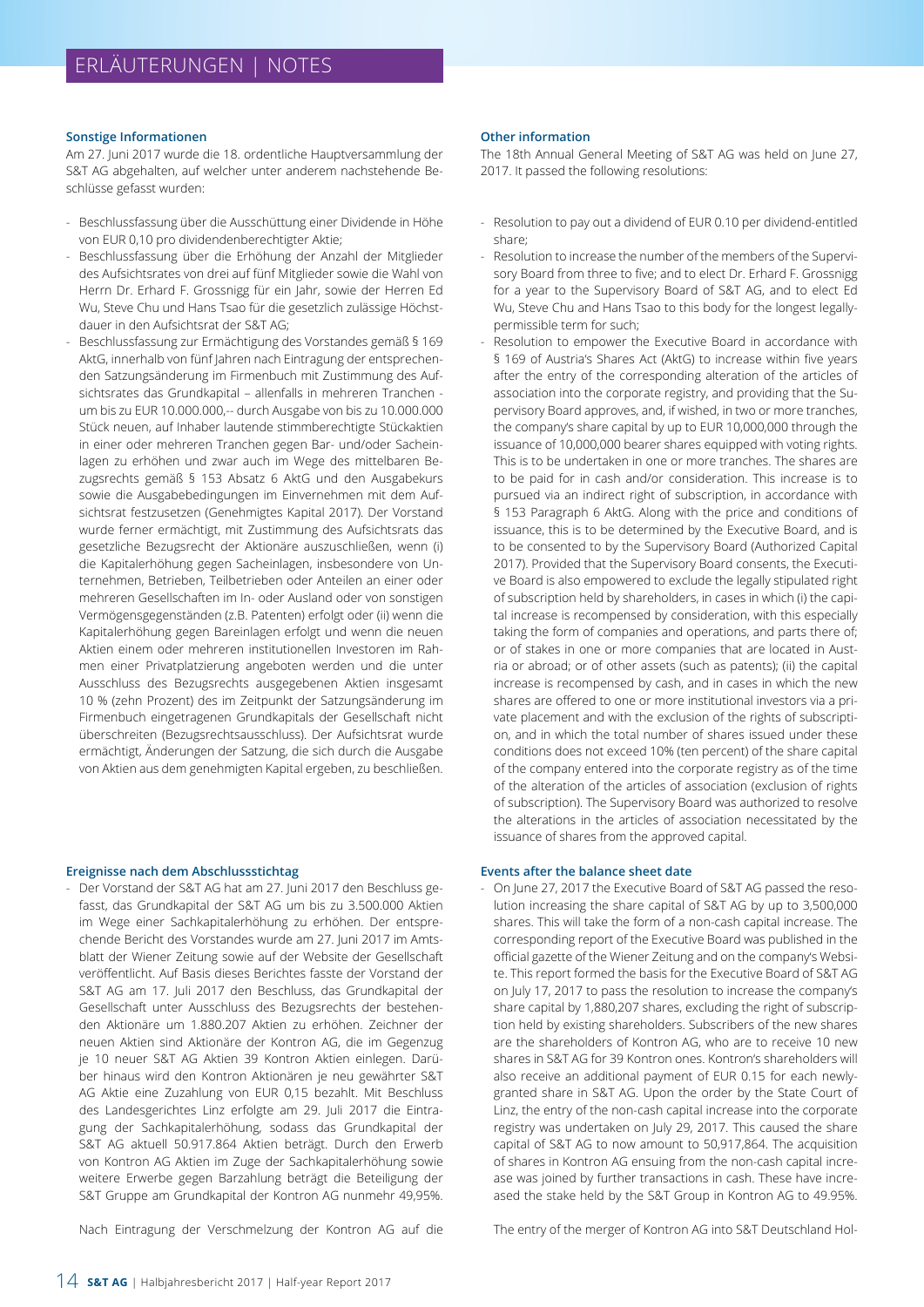## Sonstige Informationen

Am 27. Juni 2017 wurde die 18. ordentliche Hauptversammlung der S&T AG abgehalten, auf welcher unter anderem nachstehende Beschlüsse gefasst wurden:

- Beschlussfassung über die Ausschüttung einer Dividende in Höhe von EUR 0,10 pro dividendenberechtigter Aktie;
- Beschlussfassung über die Erhöhung der Anzahl der Mitglieder des Aufsichtsrates von drei auf fünf Mitglieder sowie die Wahl von Herrn Dr. Erhard F. Grossnigg für ein Jahr, sowie der Herren Ed Wu, Steve Chu und Hans Tsao für die gesetzlich zulässige Höchstdauer in den Aufsichtsrat der S&T AG;
- Beschlussfassung zur Ermächtigung des Vorstandes gemäß § 169 AktG, innerhalb von fünf Jahren nach Eintragung der entsprechenden Satzungsänderung im Firmenbuch mit Zustimmung des Aufsichtsrates das Grundkapital – allenfalls in mehreren Tranchen - um bis zu EUR 10.000.000,-- durch Ausgabe von bis zu 10.000.000 Stück neuen, auf Inhaber lautende stimmberechtigte Stückaktien in einer oder mehreren Tranchen gegen Bar- und/oder Sacheinlagen zu erhöhen und zwar auch im Wege des mittelbaren Bezugsrechts gemäß § 153 Absatz 6 AktG und den Ausgabekurs sowie die Ausgabebedingungen im Einvernehmen mit dem Aufsichtsrat festzusetzen (Genehmigtes Kapital 2017). Der Vorstand wurde ferner ermächtigt, mit Zustimmung des Aufsichtsrats das gesetzliche Bezugsrecht der Aktionäre auszuschließen, wenn (i) die Kapitalerhöhung gegen Sacheinlagen, insbesondere von Unternehmen, Betrieben, Teilbetrieben oder Anteilen an einer oder mehreren Gesellschaften im In- oder Ausland oder von sonstigen Vermögensgegenständen (z.B. Patenten) erfolgt oder (ii) wenn die Kapitalerhöhung gegen Bareinlagen erfolgt und wenn die neuen Aktien einem oder mehreren institutionellen Investoren im Rahmen einer Privatplatzierung angeboten werden und die unter Ausschluss des Bezugsrechts ausgegebenen Aktien insgesamt 10 % (zehn Prozent) des im Zeitpunkt der Satzungsänderung im Firmenbuch eingetragenen Grundkapitals der Gesellschaft nicht überschreiten (Bezugsrechtsausschluss). Der Aufsichtsrat wurde ermächtigt, Änderungen der Satzung, die sich durch die Ausgabe von Aktien aus dem genehmigten Kapital ergeben, zu beschließen.

## Ereignisse nach dem Abschlussstichtag

- Der Vorstand der S&T AG hat am 27. Juni 2017 den Beschluss gefasst, das Grundkapital der S&T AG um bis zu 3.500.000 Aktien im Wege einer Sachkapitalerhöhung zu erhöhen. Der entsprechende Bericht des Vorstandes wurde am 27. Juni 2017 im Amtsblatt der Wiener Zeitung sowie auf der Website der Gesellschaft veröffentlicht. Auf Basis dieses Berichtes fasste der Vorstand der S&T AG am 17. Juli 2017 den Beschluss, das Grundkapital der Gesellschaft unter Ausschluss des Bezugsrechts der bestehenden Aktionäre um 1.880.207 Aktien zu erhöhen. Zeichner der neuen Aktien sind Aktionäre der Kontron AG, die im Gegenzug je 10 neuer S&T AG Aktien 39 Kontron Aktien einlegen. Darüber hinaus wird den Kontron Aktionären je neu gewährter S&T AG Aktie eine Zuzahlung von EUR 0,15 bezahlt. Mit Beschluss des Landesgerichtes Linz erfolgte am 29. Juli 2017 die Eintragung der Sachkapitalerhöhung, sodass das Grundkapital der S&T AG aktuell 50.917.864 Aktien beträgt. Durch den Erwerb von Kontron AG Aktien im Zuge der Sachkapitalerhöhung sowie weitere Erwerbe gegen Barzahlung beträgt die Beteiligung der S&T Gruppe am Grundkapital der Kontron AG nunmehr 49,95%.

Nach Eintragung der Verschmelzung der Kontron AG auf die

## Other information

The 18th Annual General Meeting of S&T AG was held on June 27, 2017. It passed the following resolutions:

- Resolution to pay out a dividend of EUR 0.10 per dividend-entitled share;
- Resolution to increase the number of the members of the Supervisory Board from three to five; and to elect Dr. Erhard F. Grossnigg for a year to the Supervisory Board of S&T AG, and to elect Ed Wu, Steve Chu and Hans Tsao to this body for the longest legally-permissible term for such;
- Resolution to empower the Executive Board in accordance with § 169 of Austria's Shares Act (AktG) to increase within five years after the entry of the corresponding alteration of the articles of association into the corporate registry, and providing that the Supervisory Board approves, and, if wished, in two or more tranches, the company's share capital by up to EUR 10,000,000 through the issuance of 10,000,000 bearer shares equipped with voting rights. This is to be undertaken in one or more tranches. The shares are to be paid for in cash and/or consideration. This increase is to pursued via an indirect right of subscription, in accordance with § 153 Paragraph 6 AktG. Along with the price and conditions of issuance, this is to be determined by the Executive Board, and is to be consented to by the Supervisory Board (Authorized Capital 2017). Provided that the Supervisory Board consents, the Executive Board is also empowered to exclude the legally stipulated right of subscription held by shareholders, in cases in which (i) the capital increase is recompensed by consideration, with this especially taking the form of companies and operations, and parts there of; or of stakes in one or more companies that are located in Austria or abroad; or of other assets (such as patents); (ii) the capital increase is recompensed by cash, and in cases in which the new shares are offered to one or more institutional investors via a private placement and with the exclusion of the rights of subscription, and in which the total number of shares issued under these conditions does not exceed 10% (ten percent) of the share capital of the company entered into the corporate registry as of the time of the alteration of the articles of association (exclusion of rights of subscription). The Supervisory Board was authorized to resolve the alterations in the articles of association necessitated by the issuance of shares from the approved capital.

## Events after the balance sheet date

- On June 27, 2017 the Executive Board of S&T AG passed the resolution increasing the share capital of S&T AG by up to 3,500,000 shares. This will take the form of a non-cash capital increase. The corresponding report of the Executive Board was published in the official gazette of the Wiener Zeitung and on the company's Website. This report formed the basis for the Executive Board of S&T AG on July 17, 2017 to pass the resolution to increase the company's share capital by 1,880,207 shares, excluding the right of subscription held by existing shareholders. Subscribers of the new shares are the shareholders of Kontron AG, who are to receive 10 new shares in S&T AG for 39 Kontron ones. Kontron's shareholders will also receive an additional payment of EUR 0.15 for each newly-granted share in S&T AG. Upon the order by the State Court of Linz, the entry of the non-cash capital increase into the corporate registry was undertaken on July 29, 2017. This caused the share capital of S&T AG to now amount to 50,917,864. The acquisition of shares in Kontron AG ensuing from the non-cash capital increase was joined by further transactions in cash. These have increased the stake held by the S&T Group in Kontron AG to 49.95%.

The entry of the merger of Kontron AG into S&T Deutschland Hol-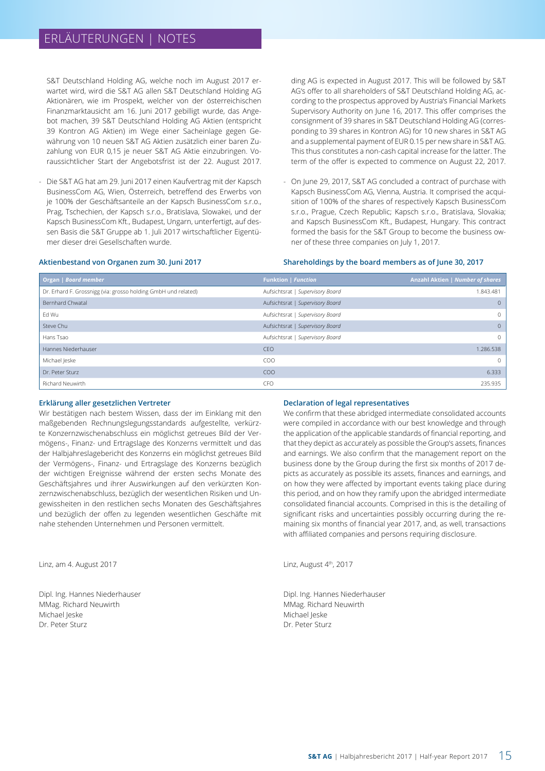S&T Deutschland Holding AG, welche noch im August 2017 erwartet wird, wird die S&T AG allen S&T Deutschland Holding AG Aktionären, wie im Prospekt, welcher von der österreichischen Finanzmarktaufsicht am 16. Juni 2017 gebilligt wurde, das Angebot machen, 39 S&T Deutschland Holding AG Aktien (entspricht 39 Kontron AG Aktien) im Wege einer Sacheinlage gegen Gewährung von 10 neuen S&T AG Aktien zusätzlich einer baren Zuzahlung von EUR 0,15 je neuer S&T AG Aktie einzubringen. Voraussichtlicher Start der Angebotsfrist ist der 22. August 2017.

- Die S&T AG hat am 29. Juni 2017 einen Kaufvertrag mit der Kapsch BusinessCom AG, Wien, Österreich, betreffend des Erwerbs von je 100% der Geschäftsanteile an der Kapsch BusinessCom s.r.o., Prag, Tschechien, der Kapsch s.r.o., Bratislava, Slowakei, und der Kapsch BusinessCom Kft., Budapest, Ungarn, unterfertigt, auf dessen Basis die S&T Gruppe ab 1. Juli 2017 wirtschaftlicher Eigentümer dieser drei Gesellschaften wurde.

ding AG is expected in August 2017. This will be followed by S&T AG's offer to all shareholders of S&T Deutschland Holding AG, according to the prospectus approved by Austria's Financial Markets Supervisory Authority on June 16, 2017. This offer comprises the consignment of 39 shares in S&T Deutschland Holding AG (corresponding to 39 shares in Kontron AG) for 10 new shares in S&T AG and a supplemental payment of EUR 0.15 per new share in S&T AG. This thus constitutes a non-cash capital increase for the latter. The term of the offer is expected to commence on August 22, 2017.

- On June 29, 2017, S&T AG concluded a contract of purchase with Kapsch BusinessCom AG, Vienna, Austria. It comprised the acquisition of 100% of the shares of respectively Kapsch BusinessCom s.r.o., Prague, Czech Republic; Kapsch s.r.o., Bratislava, Slovakia; and Kapsch BusinessCom Kft., Budapest, Hungary. This contract formed the basis for the S&T Group to become the business owner of these three companies on July 1, 2017.

### Aktienbestand von Organen zum 30. Juni 2017 | Shareholdings by the board members as of June 30, 2017

| Organ \| *Board member* | Funktion \| *Function* | Anzahl Aktien \| *Number of shares* |
|---|---|---|
| Dr. Erhard F. Grossnigg (via: grosso holding GmbH und related) | Aufsichtsrat \| *Supervisory Board* | 1.843.481 |
| Bernhard Chwatal | Aufsichtsrat \| *Supervisory Board* | 0 |
| Ed Wu | Aufsichtsrat \| *Supervisory Board* | 0 |
| Steve Chu | Aufsichtsrat \| *Supervisory Board* | 0 |
| Hans Tsao | Aufsichtsrat \| *Supervisory Board* | 0 |
| Hannes Niederhauser | CEO | 1.286.538 |
| Michael Jeske | COO | 0 |
| Dr. Peter Sturz | COO | 6.333 |
| Richard Neuwirth | CFO | 235.935 |

### Erklärung aller gesetzlichen Vertreter

Wir bestätigen nach bestem Wissen, dass der im Einklang mit den maßgebenden Rechnungslegungsstandards aufgestellte, verkürzte Konzernzwischenabschluss ein möglichst getreues Bild der Vermögens-, Finanz- und Ertragslage des Konzerns vermittelt und das der Halbjahreslagebericht des Konzerns ein möglichst getreues Bild der Vermögens-, Finanz- und Ertragslage des Konzerns bezüglich der wichtigen Ereignisse während der ersten sechs Monate des Geschäftsjahres und ihrer Auswirkungen auf den verkürzten Konzernzwischenabschluss, bezüglich der wesentlichen Risiken und Ungewissheiten in den restlichen sechs Monaten des Geschäftsjahres und bezüglich der offen zu legenden wesentlichen Geschäfte mit nahe stehenden Unternehmen und Personen vermittelt.

Linz, am 4. August 2017

Dipl. Ing. Hannes Niederhauser
MMag. Richard Neuwirth
Michael Jeske
Dr. Peter Sturz

### Declaration of legal representatives

We confirm that these abridged intermediate consolidated accounts were compiled in accordance with our best knowledge and through the application of the applicable standards of financial reporting, and that they depict as accurately as possible the Group's assets, finances and earnings. We also confirm that the management report on the business done by the Group during the first six months of 2017 depicts as accurately as possible its assets, finances and earnings, and on how they were affected by important events taking place during this period, and on how they ramify upon the abridged intermediate consolidated financial accounts. Comprised in this is the detailing of significant risks and uncertainties possibly occurring during the remaining six months of financial year 2017, and, as well, transactions with affiliated companies and persons requiring disclosure.

Linz, August 4th, 2017

Dipl. Ing. Hannes Niederhauser
MMag. Richard Neuwirth
Michael Jeske
Dr. Peter Sturz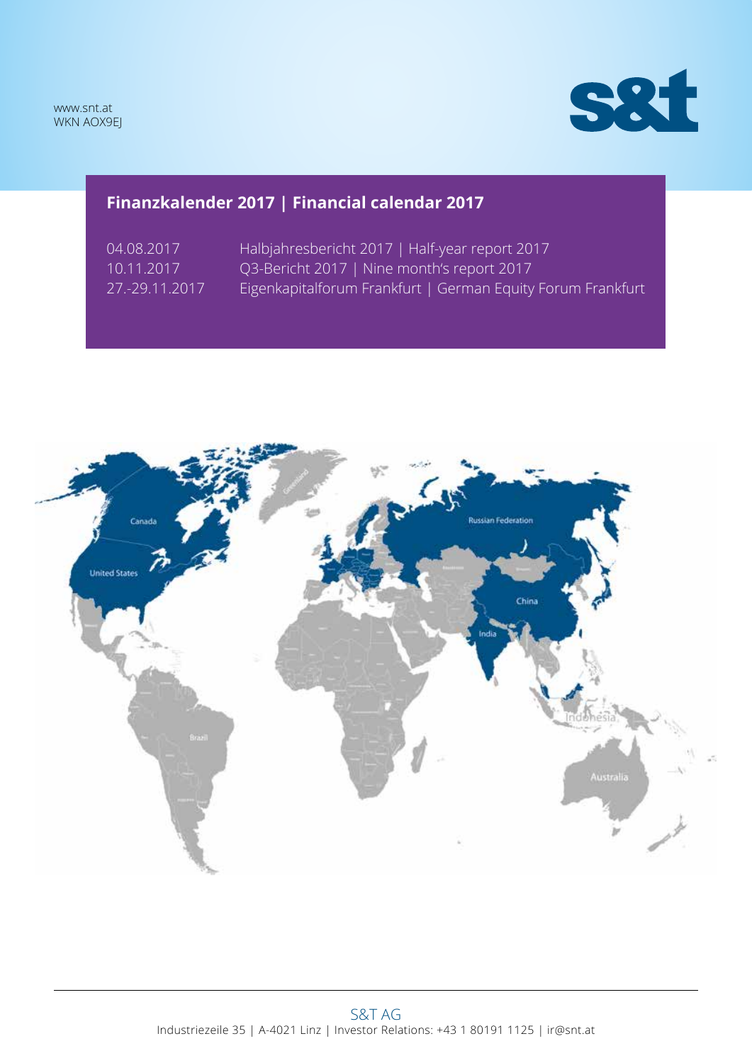www.snt.at
WKN AOX9EJ

s&t

## Finanzkalender 2017 | Financial calendar 2017

| | |
|---|---|
| 04.08.2017 | Halbjahresbericht 2017 \| Half-year report 2017 |
| 10.11.2017 | Q3-Bericht 2017 \| Nine month's report 2017 |
| 27.-29.11.2017 | Eigenkapitalforum Frankfurt \| German Equity Forum Frankfurt |

Canada

United States

Russian Federation

China

India

Indonesia

Brazil

Australia

S&T AG

Industriezeile 35 | A-4021 Linz | Investor Relations: +43 1 80191 1125 | ir@snt.at